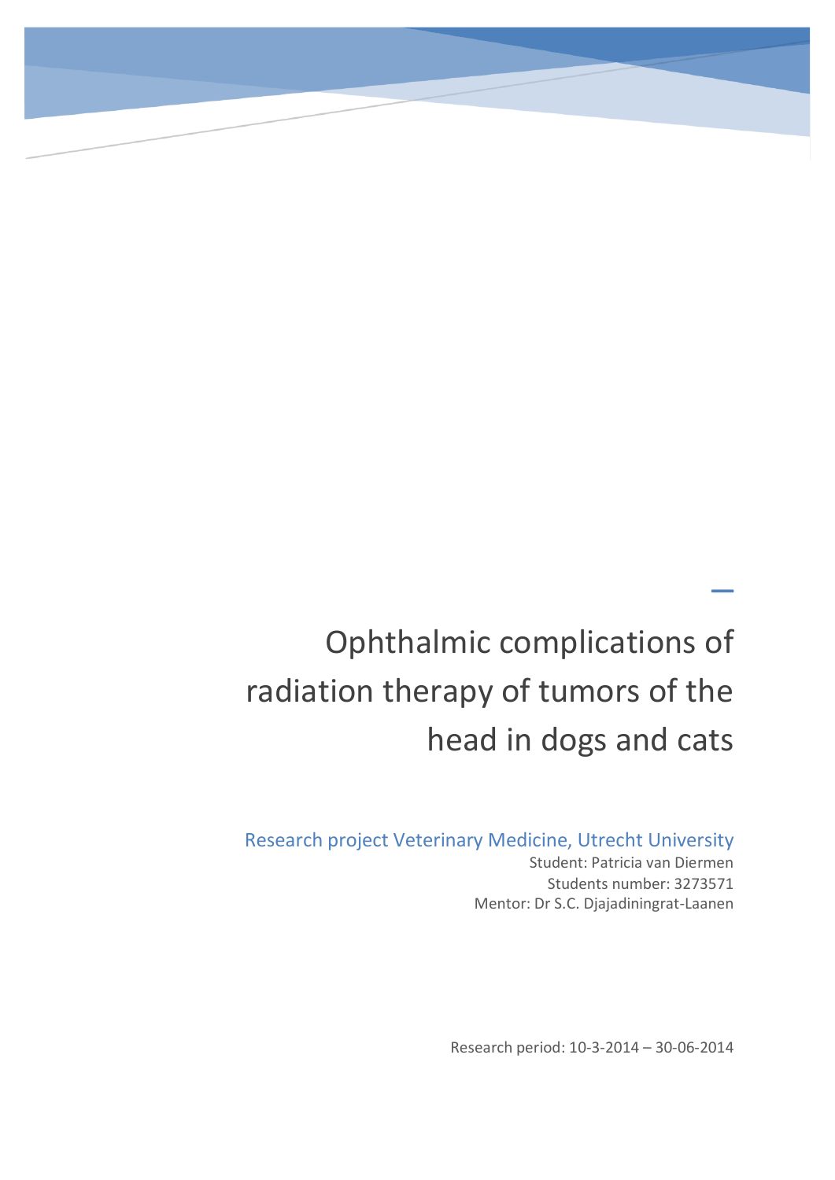# Ophthalmic complications of radiation therapy of tumors of the head in dogs and cats

Research project Veterinary Medicine, Utrecht University

Student: Patricia van Diermen

Students number: 3273571

Mentor: Dr S.C. Djajadiningrat-Laanen

Research period: 10-3-2014 – 30-06-2014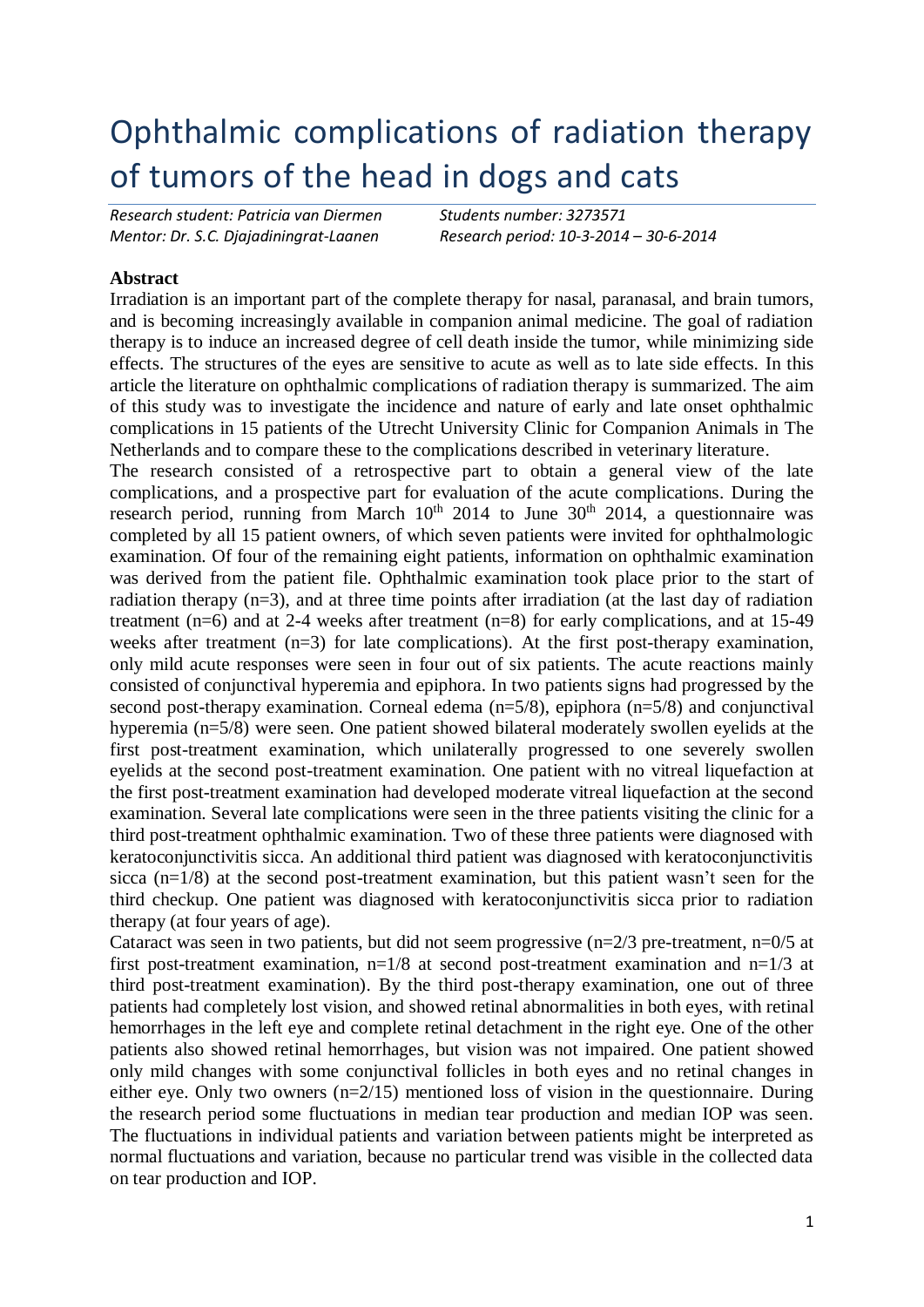# Ophthalmic complications of radiation therapy of tumors of the head in dogs and cats

*Research student: Patricia van Diermen* *Students number: 3273571*
*Mentor: Dr. S.C. Djajadiningrat-Laanen* *Research period: 10-3-2014 – 30-6-2014*

**Abstract**

Irradiation is an important part of the complete therapy for nasal, paranasal, and brain tumors, and is becoming increasingly available in companion animal medicine. The goal of radiation therapy is to induce an increased degree of cell death inside the tumor, while minimizing side effects. The structures of the eyes are sensitive to acute as well as to late side effects. In this article the literature on ophthalmic complications of radiation therapy is summarized. The aim of this study was to investigate the incidence and nature of early and late onset ophthalmic complications in 15 patients of the Utrecht University Clinic for Companion Animals in The Netherlands and to compare these to the complications described in veterinary literature.

The research consisted of a retrospective part to obtain a general view of the late complications, and a prospective part for evaluation of the acute complications. During the research period, running from March 10th 2014 to June 30th 2014, a questionnaire was completed by all 15 patient owners, of which seven patients were invited for ophthalmologic examination. Of four of the remaining eight patients, information on ophthalmic examination was derived from the patient file. Ophthalmic examination took place prior to the start of radiation therapy (n=3), and at three time points after irradiation (at the last day of radiation treatment (n=6) and at 2-4 weeks after treatment (n=8) for early complications, and at 15-49 weeks after treatment (n=3) for late complications). At the first post-therapy examination, only mild acute responses were seen in four out of six patients. The acute reactions mainly consisted of conjunctival hyperemia and epiphora. In two patients signs had progressed by the second post-therapy examination. Corneal edema (n=5/8), epiphora (n=5/8) and conjunctival hyperemia (n=5/8) were seen. One patient showed bilateral moderately swollen eyelids at the first post-treatment examination, which unilaterally progressed to one severely swollen eyelids at the second post-treatment examination. One patient with no vitreal liquefaction at the first post-treatment examination had developed moderate vitreal liquefaction at the second examination. Several late complications were seen in the three patients visiting the clinic for a third post-treatment ophthalmic examination. Two of these three patients were diagnosed with keratoconjunctivitis sicca. An additional third patient was diagnosed with keratoconjunctivitis sicca (n=1/8) at the second post-treatment examination, but this patient wasn't seen for the third checkup. One patient was diagnosed with keratoconjunctivitis sicca prior to radiation therapy (at four years of age).

Cataract was seen in two patients, but did not seem progressive (n=2/3 pre-treatment, n=0/5 at first post-treatment examination, n=1/8 at second post-treatment examination and n=1/3 at third post-treatment examination). By the third post-therapy examination, one out of three patients had completely lost vision, and showed retinal abnormalities in both eyes, with retinal hemorrhages in the left eye and complete retinal detachment in the right eye. One of the other patients also showed retinal hemorrhages, but vision was not impaired. One patient showed only mild changes with some conjunctival follicles in both eyes and no retinal changes in either eye. Only two owners (n=2/15) mentioned loss of vision in the questionnaire. During the research period some fluctuations in median tear production and median IOP was seen. The fluctuations in individual patients and variation between patients might be interpreted as normal fluctuations and variation, because no particular trend was visible in the collected data on tear production and IOP.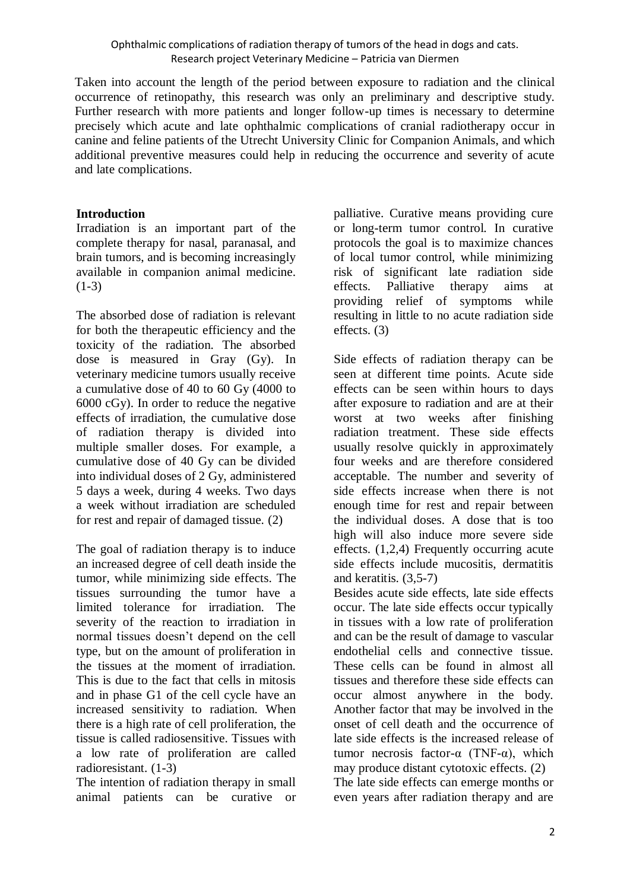Taken into account the length of the period between exposure to radiation and the clinical occurrence of retinopathy, this research was only an preliminary and descriptive study. Further research with more patients and longer follow-up times is necessary to determine precisely which acute and late ophthalmic complications of cranial radiotherapy occur in canine and feline patients of the Utrecht University Clinic for Companion Animals, and which additional preventive measures could help in reducing the occurrence and severity of acute and late complications.

## Introduction

Irradiation is an important part of the complete therapy for nasal, paranasal, and brain tumors, and is becoming increasingly available in companion animal medicine. (1-3)

The absorbed dose of radiation is relevant for both the therapeutic efficiency and the toxicity of the radiation. The absorbed dose is measured in Gray (Gy). In veterinary medicine tumors usually receive a cumulative dose of 40 to 60 Gy (4000 to 6000 cGy). In order to reduce the negative effects of irradiation, the cumulative dose of radiation therapy is divided into multiple smaller doses. For example, a cumulative dose of 40 Gy can be divided into individual doses of 2 Gy, administered 5 days a week, during 4 weeks. Two days a week without irradiation are scheduled for rest and repair of damaged tissue. (2)

The goal of radiation therapy is to induce an increased degree of cell death inside the tumor, while minimizing side effects. The tissues surrounding the tumor have a limited tolerance for irradiation. The severity of the reaction to irradiation in normal tissues doesn't depend on the cell type, but on the amount of proliferation in the tissues at the moment of irradiation. This is due to the fact that cells in mitosis and in phase G1 of the cell cycle have an increased sensitivity to radiation. When there is a high rate of cell proliferation, the tissue is called radiosensitive. Tissues with a low rate of proliferation are called radioresistant. (1-3)

The intention of radiation therapy in small animal patients can be curative or palliative. Curative means providing cure or long-term tumor control. In curative protocols the goal is to maximize chances of local tumor control, while minimizing risk of significant late radiation side effects. Palliative therapy aims at providing relief of symptoms while resulting in little to no acute radiation side effects. (3)

Side effects of radiation therapy can be seen at different time points. Acute side effects can be seen within hours to days after exposure to radiation and are at their worst at two weeks after finishing radiation treatment. These side effects usually resolve quickly in approximately four weeks and are therefore considered acceptable. The number and severity of side effects increase when there is not enough time for rest and repair between the individual doses. A dose that is too high will also induce more severe side effects. (1,2,4) Frequently occurring acute side effects include mucositis, dermatitis and keratitis. (3,5-7)

Besides acute side effects, late side effects occur. The late side effects occur typically in tissues with a low rate of proliferation and can be the result of damage to vascular endothelial cells and connective tissue. These cells can be found in almost all tissues and therefore these side effects can occur almost anywhere in the body. Another factor that may be involved in the onset of cell death and the occurrence of late side effects is the increased release of tumor necrosis factor-α (TNF-α), which may produce distant cytotoxic effects. (2)

The late side effects can emerge months or even years after radiation therapy and are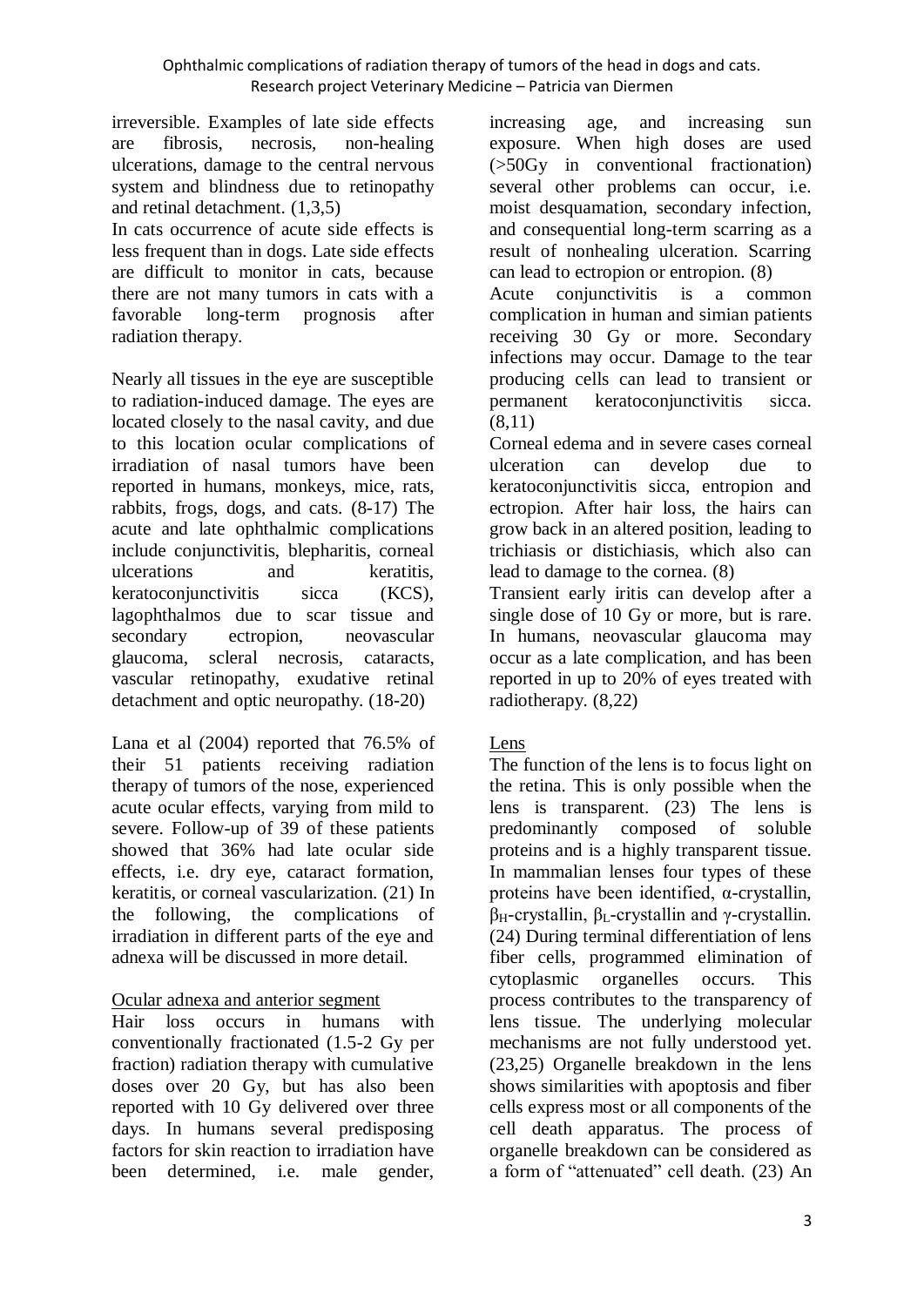irreversible. Examples of late side effects are fibrosis, necrosis, non-healing ulcerations, damage to the central nervous system and blindness due to retinopathy and retinal detachment. (1,3,5)

In cats occurrence of acute side effects is less frequent than in dogs. Late side effects are difficult to monitor in cats, because there are not many tumors in cats with a favorable long-term prognosis after radiation therapy.

Nearly all tissues in the eye are susceptible to radiation-induced damage. The eyes are located closely to the nasal cavity, and due to this location ocular complications of irradiation of nasal tumors have been reported in humans, monkeys, mice, rats, rabbits, frogs, dogs, and cats. (8-17) The acute and late ophthalmic complications include conjunctivitis, blepharitis, corneal ulcerations and keratitis, keratoconjunctivitis sicca (KCS), lagophthalmos due to scar tissue and secondary ectropion, neovascular glaucoma, scleral necrosis, cataracts, vascular retinopathy, exudative retinal detachment and optic neuropathy. (18-20)

Lana et al (2004) reported that 76.5% of their 51 patients receiving radiation therapy of tumors of the nose, experienced acute ocular effects, varying from mild to severe. Follow-up of 39 of these patients showed that 36% had late ocular side effects, i.e. dry eye, cataract formation, keratitis, or corneal vascularization. (21) In the following, the complications of irradiation in different parts of the eye and adnexa will be discussed in more detail.

Ocular adnexa and anterior segment

Hair loss occurs in humans with conventionally fractionated (1.5-2 Gy per fraction) radiation therapy with cumulative doses over 20 Gy, but has also been reported with 10 Gy delivered over three days. In humans several predisposing factors for skin reaction to irradiation have been determined, i.e. male gender, increasing age, and increasing sun exposure. When high doses are used (>50Gy in conventional fractionation) several other problems can occur, i.e. moist desquamation, secondary infection, and consequential long-term scarring as a result of nonhealing ulceration. Scarring can lead to ectropion or entropion. (8)

Acute conjunctivitis is a common complication in human and simian patients receiving 30 Gy or more. Secondary infections may occur. Damage to the tear producing cells can lead to transient or permanent keratoconjunctivitis sicca. (8,11)

Corneal edema and in severe cases corneal ulceration can develop due to keratoconjunctivitis sicca, entropion and ectropion. After hair loss, the hairs can grow back in an altered position, leading to trichiasis or distichiasis, which also can lead to damage to the cornea. (8)

Transient early iritis can develop after a single dose of 10 Gy or more, but is rare. In humans, neovascular glaucoma may occur as a late complication, and has been reported in up to 20% of eyes treated with radiotherapy. (8,22)

Lens

The function of the lens is to focus light on the retina. This is only possible when the lens is transparent. (23) The lens is predominantly composed of soluble proteins and is a highly transparent tissue. In mammalian lenses four types of these proteins have been identified, α-crystallin, $\beta_H$-crystallin, $\beta_L$-crystallin and γ-crystallin. (24) During terminal differentiation of lens fiber cells, programmed elimination of cytoplasmic organelles occurs. This process contributes to the transparency of lens tissue. The underlying molecular mechanisms are not fully understood yet. (23,25) Organelle breakdown in the lens shows similarities with apoptosis and fiber cells express most or all components of the cell death apparatus. The process of organelle breakdown can be considered as a form of "attenuated" cell death. (23) An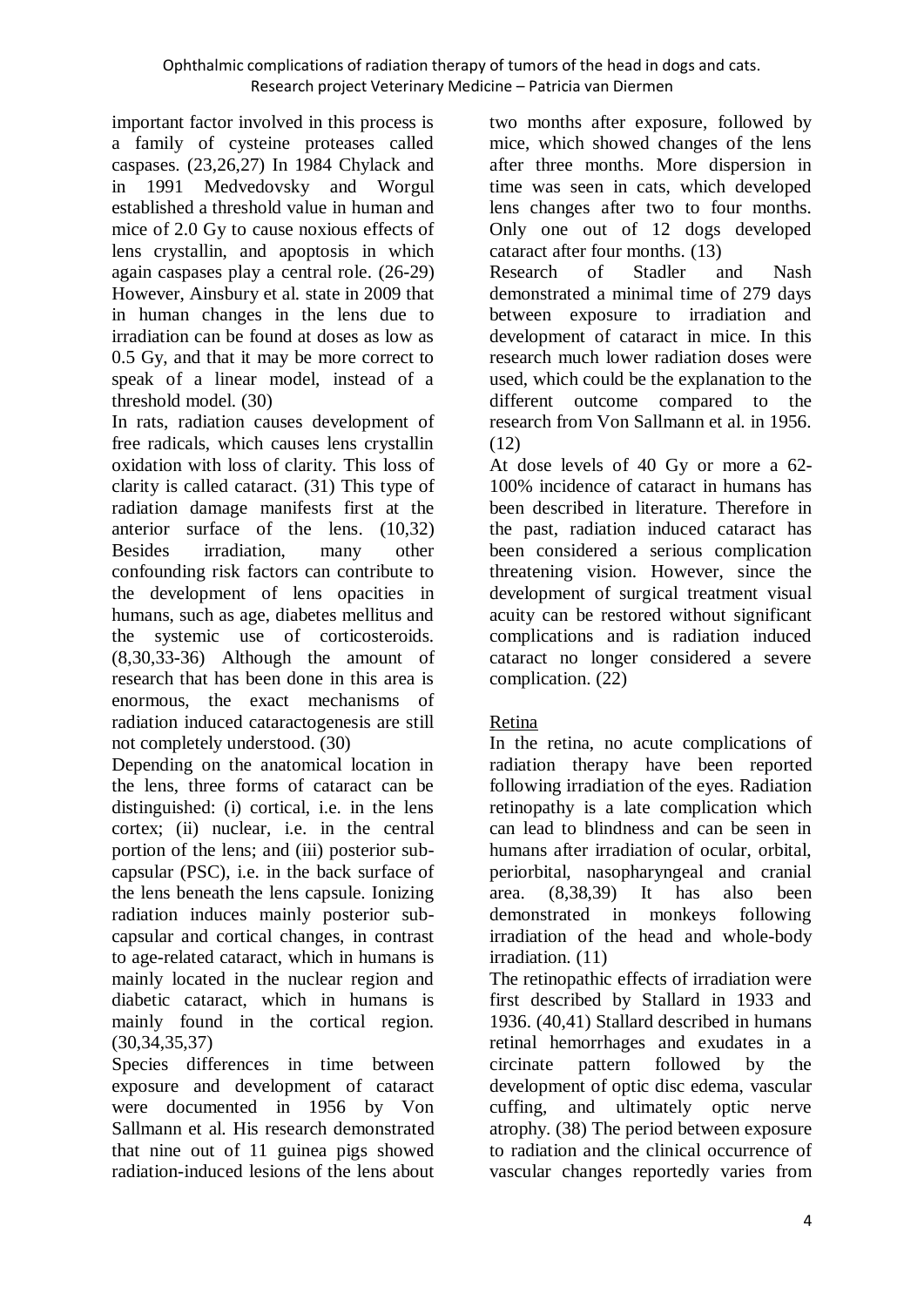important factor involved in this process is a family of cysteine proteases called caspases. (23,26,27) In 1984 Chylack and in 1991 Medvedovsky and Worgul established a threshold value in human and mice of 2.0 Gy to cause noxious effects of lens crystallin, and apoptosis in which again caspases play a central role. (26-29) However, Ainsbury et al. state in 2009 that in human changes in the lens due to irradiation can be found at doses as low as 0.5 Gy, and that it may be more correct to speak of a linear model, instead of a threshold model. (30)

In rats, radiation causes development of free radicals, which causes lens crystallin oxidation with loss of clarity. This loss of clarity is called cataract. (31) This type of radiation damage manifests first at the anterior surface of the lens. (10,32) Besides irradiation, many other confounding risk factors can contribute to the development of lens opacities in humans, such as age, diabetes mellitus and the systemic use of corticosteroids. (8,30,33-36) Although the amount of research that has been done in this area is enormous, the exact mechanisms of radiation induced cataractogenesis are still not completely understood. (30)

Depending on the anatomical location in the lens, three forms of cataract can be distinguished: (i) cortical, i.e. in the lens cortex; (ii) nuclear, i.e. in the central portion of the lens; and (iii) posterior sub-capsular (PSC), i.e. in the back surface of the lens beneath the lens capsule. Ionizing radiation induces mainly posterior sub-capsular and cortical changes, in contrast to age-related cataract, which in humans is mainly located in the nuclear region and diabetic cataract, which in humans is mainly found in the cortical region. (30,34,35,37)

Species differences in time between exposure and development of cataract were documented in 1956 by Von Sallmann et al. His research demonstrated that nine out of 11 guinea pigs showed radiation-induced lesions of the lens about two months after exposure, followed by mice, which showed changes of the lens after three months. More dispersion in time was seen in cats, which developed lens changes after two to four months. Only one out of 12 dogs developed cataract after four months. (13)

Research of Stadler and Nash demonstrated a minimal time of 279 days between exposure to irradiation and development of cataract in mice. In this research much lower radiation doses were used, which could be the explanation to the different outcome compared to the research from Von Sallmann et al. in 1956. (12)

At dose levels of 40 Gy or more a 62-100% incidence of cataract in humans has been described in literature. Therefore in the past, radiation induced cataract has been considered a serious complication threatening vision. However, since the development of surgical treatment visual acuity can be restored without significant complications and is radiation induced cataract no longer considered a severe complication. (22)

## Retina

In the retina, no acute complications of radiation therapy have been reported following irradiation of the eyes. Radiation retinopathy is a late complication which can lead to blindness and can be seen in humans after irradiation of ocular, orbital, periorbital, nasopharyngeal and cranial area. (8,38,39) It has also been demonstrated in monkeys following irradiation of the head and whole-body irradiation. (11)

The retinopathic effects of irradiation were first described by Stallard in 1933 and 1936. (40,41) Stallard described in humans retinal hemorrhages and exudates in a circinate pattern followed by the development of optic disc edema, vascular cuffing, and ultimately optic nerve atrophy. (38) The period between exposure to radiation and the clinical occurrence of vascular changes reportedly varies from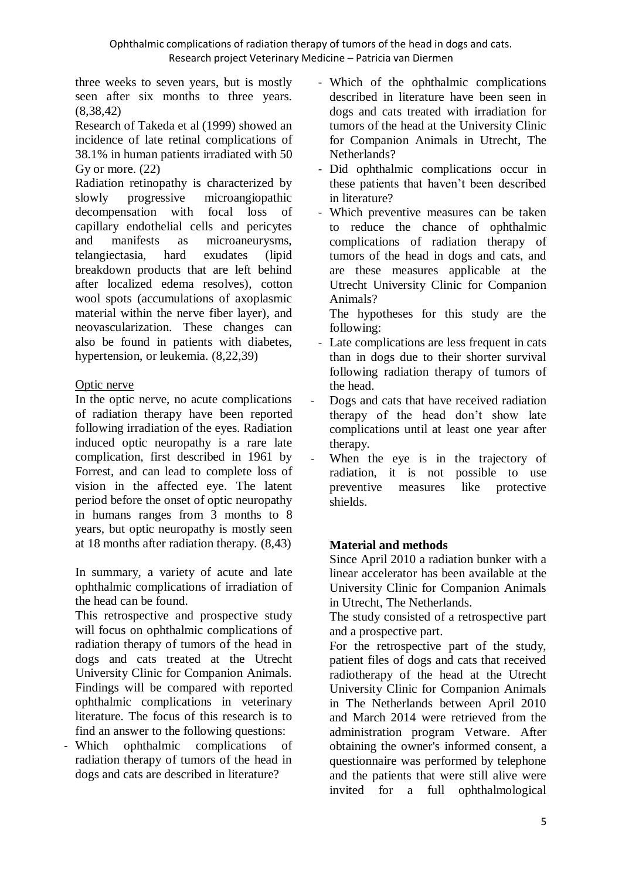three weeks to seven years, but is mostly seen after six months to three years. (8,38,42)

Research of Takeda et al (1999) showed an incidence of late retinal complications of 38.1% in human patients irradiated with 50 Gy or more. (22)

Radiation retinopathy is characterized by slowly progressive microangiopathic decompensation with focal loss of capillary endothelial cells and pericytes and manifests as microaneurysms, telangiectasia, hard exudates (lipid breakdown products that are left behind after localized edema resolves), cotton wool spots (accumulations of axoplasmic material within the nerve fiber layer), and neovascularization. These changes can also be found in patients with diabetes, hypertension, or leukemia. (8,22,39)

Optic nerve

In the optic nerve, no acute complications of radiation therapy have been reported following irradiation of the eyes. Radiation induced optic neuropathy is a rare late complication, first described in 1961 by Forrest, and can lead to complete loss of vision in the affected eye. The latent period before the onset of optic neuropathy in humans ranges from 3 months to 8 years, but optic neuropathy is mostly seen at 18 months after radiation therapy. (8,43)

In summary, a variety of acute and late ophthalmic complications of irradiation of the head can be found.

This retrospective and prospective study will focus on ophthalmic complications of radiation therapy of tumors of the head in dogs and cats treated at the Utrecht University Clinic for Companion Animals. Findings will be compared with reported ophthalmic complications in veterinary literature. The focus of this research is to find an answer to the following questions:

- Which ophthalmic complications of radiation therapy of tumors of the head in dogs and cats are described in literature?
- Which of the ophthalmic complications described in literature have been seen in dogs and cats treated with irradiation for tumors of the head at the University Clinic for Companion Animals in Utrecht, The Netherlands?
- Did ophthalmic complications occur in these patients that haven't been described in literature?
- Which preventive measures can be taken to reduce the chance of ophthalmic complications of radiation therapy of tumors of the head in dogs and cats, and are these measures applicable at the Utrecht University Clinic for Companion Animals?

The hypotheses for this study are the following:

- Late complications are less frequent in cats than in dogs due to their shorter survival following radiation therapy of tumors of the head.
- Dogs and cats that have received radiation therapy of the head don't show late complications until at least one year after therapy.
- When the eye is in the trajectory of radiation, it is not possible to use preventive measures like protective shields.

## Material and methods

Since April 2010 a radiation bunker with a linear accelerator has been available at the University Clinic for Companion Animals in Utrecht, The Netherlands.

The study consisted of a retrospective part and a prospective part.

For the retrospective part of the study, patient files of dogs and cats that received radiotherapy of the head at the Utrecht University Clinic for Companion Animals in The Netherlands between April 2010 and March 2014 were retrieved from the administration program Vetware. After obtaining the owner's informed consent, a questionnaire was performed by telephone and the patients that were still alive were invited for a full ophthalmological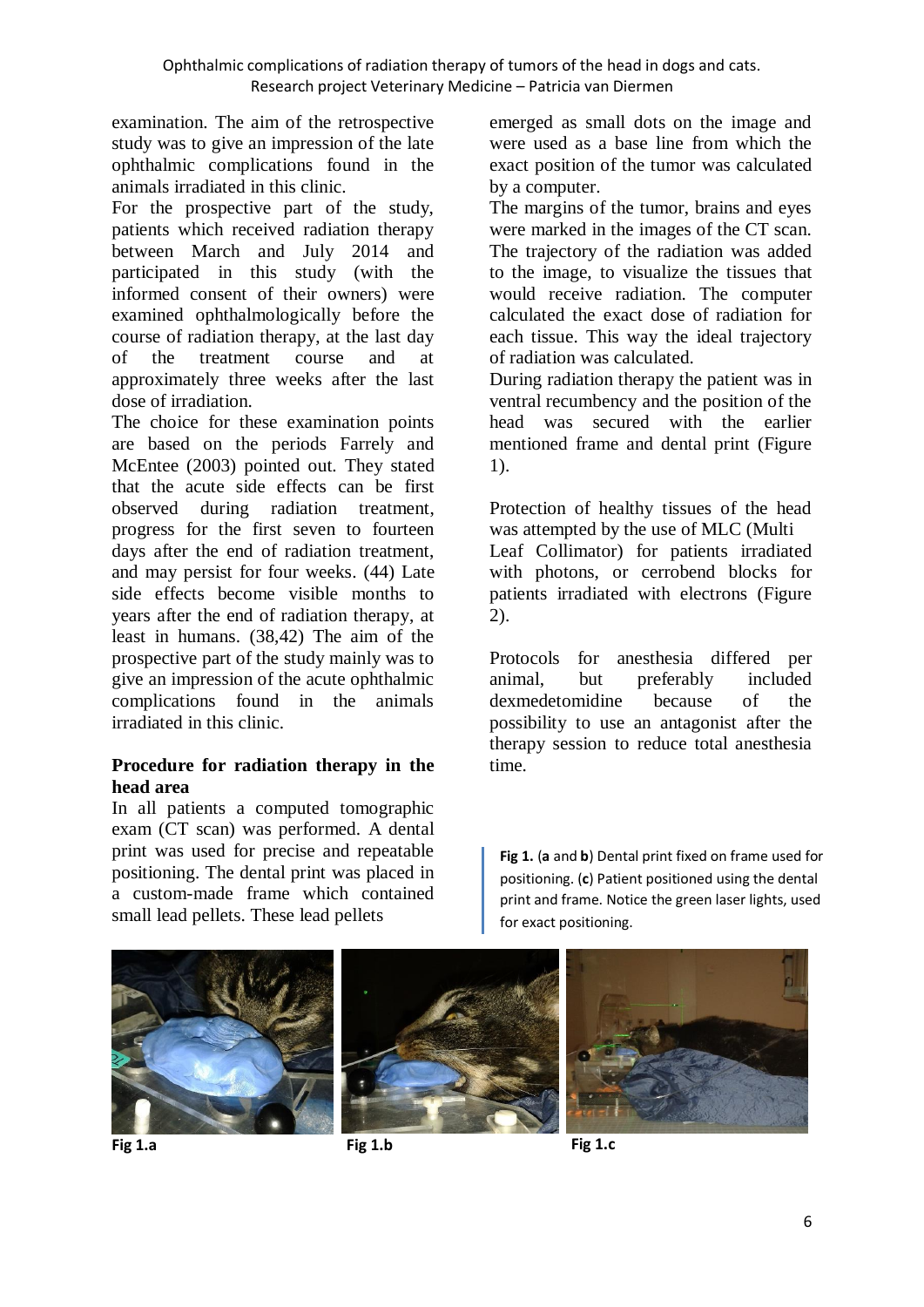examination. The aim of the retrospective study was to give an impression of the late ophthalmic complications found in the animals irradiated in this clinic.

For the prospective part of the study, patients which received radiation therapy between March and July 2014 and participated in this study (with the informed consent of their owners) were examined ophthalmologically before the course of radiation therapy, at the last day of the treatment course and at approximately three weeks after the last dose of irradiation.

The choice for these examination points are based on the periods Farrely and McEntee (2003) pointed out. They stated that the acute side effects can be first observed during radiation treatment, progress for the first seven to fourteen days after the end of radiation treatment, and may persist for four weeks. (44) Late side effects become visible months to years after the end of radiation therapy, at least in humans. (38,42) The aim of the prospective part of the study mainly was to give an impression of the acute ophthalmic complications found in the animals irradiated in this clinic.

**Procedure for radiation therapy in the head area**

In all patients a computed tomographic exam (CT scan) was performed. A dental print was used for precise and repeatable positioning. The dental print was placed in a custom-made frame which contained small lead pellets. These lead pellets emerged as small dots on the image and were used as a base line from which the exact position of the tumor was calculated by a computer.

The margins of the tumor, brains and eyes were marked in the images of the CT scan. The trajectory of the radiation was added to the image, to visualize the tissues that would receive radiation. The computer calculated the exact dose of radiation for each tissue. This way the ideal trajectory of radiation was calculated.

During radiation therapy the patient was in ventral recumbency and the position of the head was secured with the earlier mentioned frame and dental print (Figure 1).

Protection of healthy tissues of the head was attempted by the use of MLC (Multi Leaf Collimator) for patients irradiated with photons, or cerrobend blocks for patients irradiated with electrons (Figure 2).

Protocols for anesthesia differed per animal, but preferably included dexmedetomidine because of the possibility to use an antagonist after the therapy session to reduce total anesthesia time.

**Fig 1.** (**a** and **b**) Dental print fixed on frame used for positioning. (**c**) Patient positioned using the dental print and frame. Notice the green laser lights, used for exact positioning.

**Fig 1.a** **Fig 1.b** **Fig 1.c**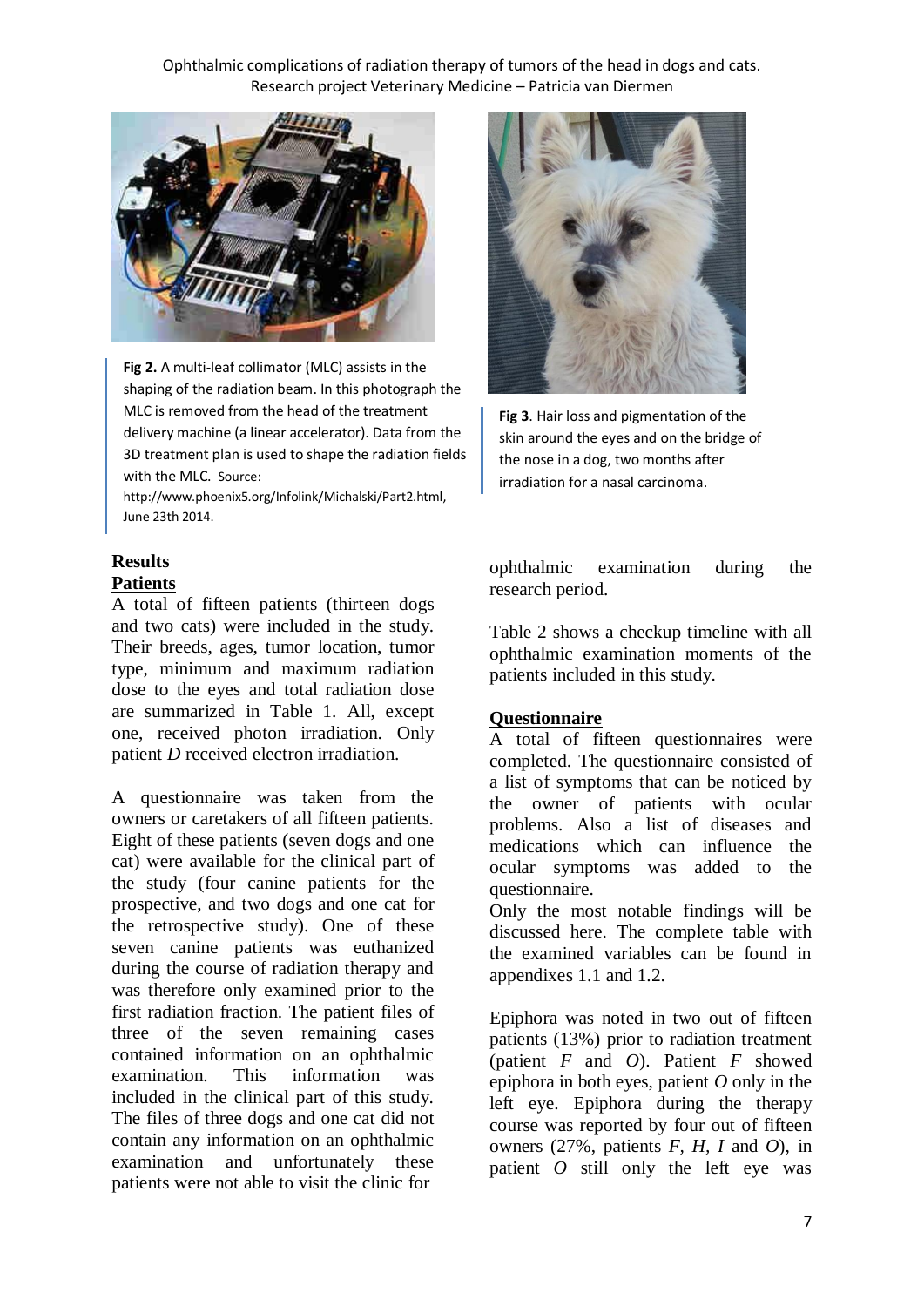Fig 2. A multi-leaf collimator (MLC) assists in the shaping of the radiation beam. In this photograph the MLC is removed from the head of the treatment delivery machine (a linear accelerator). Data from the 3D treatment plan is used to shape the radiation fields with the MLC. Source: http://www.phoenix5.org/Infolink/Michalski/Part2.html, June 23th 2014.

**Fig 3**. Hair loss and pigmentation of the skin around the eyes and on the bridge of the nose in a dog, two months after irradiation for a nasal carcinoma.

## Results

### Patients

A total of fifteen patients (thirteen dogs and two cats) were included in the study. Their breeds, ages, tumor location, tumor type, minimum and maximum radiation dose to the eyes and total radiation dose are summarized in Table 1. All, except one, received photon irradiation. Only patient *D* received electron irradiation.

A questionnaire was taken from the owners or caretakers of all fifteen patients. Eight of these patients (seven dogs and one cat) were available for the clinical part of the study (four canine patients for the prospective, and two dogs and one cat for the retrospective study). One of these seven canine patients was euthanized during the course of radiation therapy and was therefore only examined prior to the first radiation fraction. The patient files of three of the seven remaining cases contained information on an ophthalmic examination. This information was included in the clinical part of this study. The files of three dogs and one cat did not contain any information on an ophthalmic examination and unfortunately these patients were not able to visit the clinic for ophthalmic examination during the research period.

Table 2 shows a checkup timeline with all ophthalmic examination moments of the patients included in this study.

### Questionnaire

A total of fifteen questionnaires were completed. The questionnaire consisted of a list of symptoms that can be noticed by the owner of patients with ocular problems. Also a list of diseases and medications which can influence the ocular symptoms was added to the questionnaire.
Only the most notable findings will be discussed here. The complete table with the examined variables can be found in appendixes 1.1 and 1.2.

Epiphora was noted in two out of fifteen patients (13%) prior to radiation treatment (patient *F* and *O*). Patient *F* showed epiphora in both eyes, patient *O* only in the left eye. Epiphora during the therapy course was reported by four out of fifteen owners (27%, patients *F*, *H*, *I* and *O*), in patient *O* still only the left eye was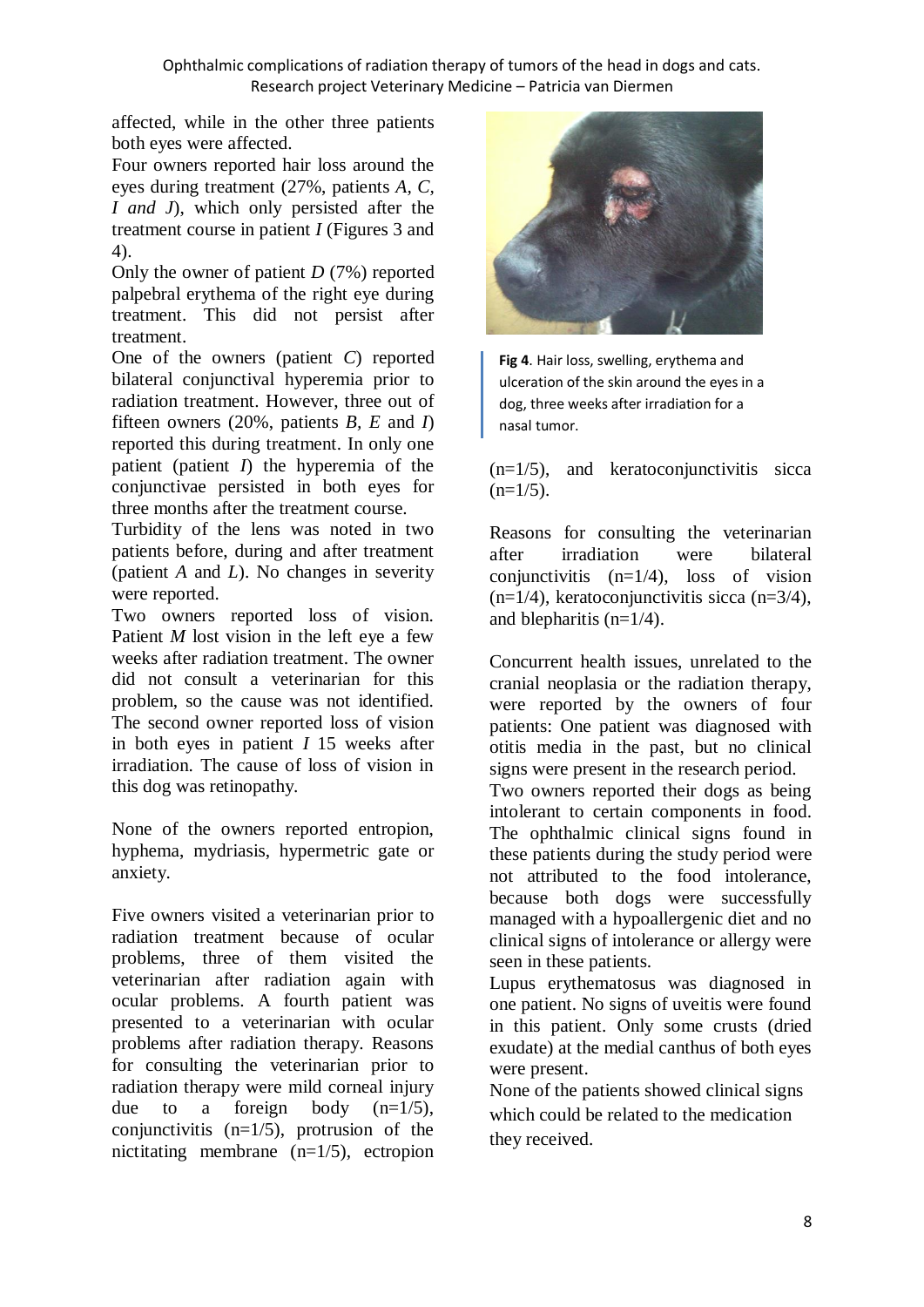affected, while in the other three patients both eyes were affected.

Four owners reported hair loss around the eyes during treatment (27%, patients *A*, *C*, *I and J*), which only persisted after the treatment course in patient *I* (Figures 3 and 4).

Only the owner of patient *D* (7%) reported palpebral erythema of the right eye during treatment. This did not persist after treatment.

One of the owners (patient *C*) reported bilateral conjunctival hyperemia prior to radiation treatment. However, three out of fifteen owners (20%, patients *B*, *E* and *I*) reported this during treatment. In only one patient (patient *I*) the hyperemia of the conjunctivae persisted in both eyes for three months after the treatment course.

Turbidity of the lens was noted in two patients before, during and after treatment (patient *A* and *L*). No changes in severity were reported.

Two owners reported loss of vision. Patient *M* lost vision in the left eye a few weeks after radiation treatment. The owner did not consult a veterinarian for this problem, so the cause was not identified. The second owner reported loss of vision in both eyes in patient *I* 15 weeks after irradiation. The cause of loss of vision in this dog was retinopathy.

None of the owners reported entropion, hyphema, mydriasis, hypermetric gate or anxiety.

Five owners visited a veterinarian prior to radiation treatment because of ocular problems, three of them visited the veterinarian after radiation again with ocular problems. A fourth patient was presented to a veterinarian with ocular problems after radiation therapy. Reasons for consulting the veterinarian prior to radiation therapy were mild corneal injury due to a foreign body (n=1/5), conjunctivitis (n=1/5), protrusion of the nictitating membrane (n=1/5), ectropion (n=1/5), and keratoconjunctivitis sicca (n=1/5).

**Fig 4**. Hair loss, swelling, erythema and ulceration of the skin around the eyes in a dog, three weeks after irradiation for a nasal tumor.

Reasons for consulting the veterinarian after irradiation were bilateral conjunctivitis (n=1/4), loss of vision (n=1/4), keratoconjunctivitis sicca (n=3/4), and blepharitis (n=1/4).

Concurrent health issues, unrelated to the cranial neoplasia or the radiation therapy, were reported by the owners of four patients: One patient was diagnosed with otitis media in the past, but no clinical signs were present in the research period.

Two owners reported their dogs as being intolerant to certain components in food. The ophthalmic clinical signs found in these patients during the study period were not attributed to the food intolerance, because both dogs were successfully managed with a hypoallergenic diet and no clinical signs of intolerance or allergy were seen in these patients.

Lupus erythematosus was diagnosed in one patient. No signs of uveitis were found in this patient. Only some crusts (dried exudate) at the medial canthus of both eyes were present.

None of the patients showed clinical signs which could be related to the medication they received.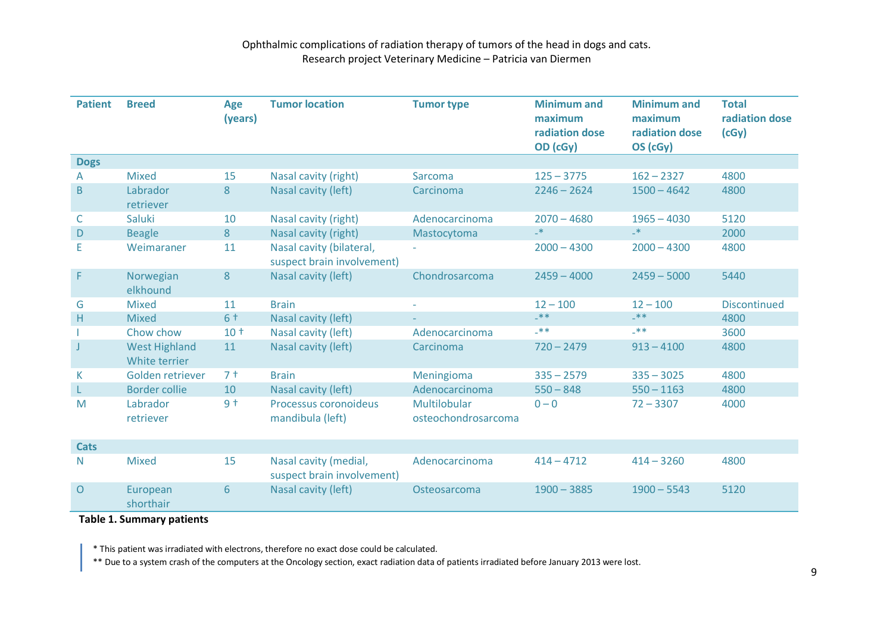| Patient | Breed | Age (years) | Tumor location | Tumor type | Minimum and maximum radiation dose OD (cGy) | Minimum and maximum radiation dose OS (cGy) | Total radiation dose (cGy) |
|---|---|---|---|---|---|---|---|
| **Dogs** | | | | | | | |
| A | Mixed | 15 | Nasal cavity (right) | Sarcoma | 125 – 3775 | 162 – 2327 | 4800 |
| B | Labrador retriever | 8 | Nasal cavity (left) | Carcinoma | 2246 – 2624 | 1500 – 4642 | 4800 |
| C | Saluki | 10 | Nasal cavity (right) | Adenocarcinoma | 2070 – 4680 | 1965 – 4030 | 5120 |
| D | Beagle | 8 | Nasal cavity (right) | Mastocytoma | -* | -* | 2000 |
| E | Weimaraner | 11 | Nasal cavity (bilateral, suspect brain involvement) | - | 2000 – 4300 | 2000 – 4300 | 4800 |
| F | Norwegian elkhound | 8 | Nasal cavity (left) | Chondrosarcoma | 2459 – 4000 | 2459 – 5000 | 5440 |
| G | Mixed | 11 | Brain | - | 12 – 100 | 12 – 100 | Discontinued |
| H | Mixed | 6 † | Nasal cavity (left) | - | -** | -** | 4800 |
| I | Chow chow | 10 † | Nasal cavity (left) | Adenocarcinoma | -** | -** | 3600 |
| J | West Highland White terrier | 11 | Nasal cavity (left) | Carcinoma | 720 – 2479 | 913 – 4100 | 4800 |
| K | Golden retriever | 7 † | Brain | Meningioma | 335 – 2579 | 335 – 3025 | 4800 |
| L | Border collie | 10 | Nasal cavity (left) | Adenocarcinoma | 550 – 848 | 550 – 1163 | 4800 |
| M | Labrador retriever | 9 † | Processus coronoideus mandibula (left) | Multilobular osteochondrosarcoma | 0 – 0 | 72 – 3307 | 4000 |
| **Cats** | | | | | | | |
| N | Mixed | 15 | Nasal cavity (medial, suspect brain involvement) | Adenocarcinoma | 414 – 4712 | 414 – 3260 | 4800 |
| O | European shorthair | 6 | Nasal cavity (left) | Osteosarcoma | 1900 – 3885 | 1900 – 5543 | 5120 |

**Table 1. Summary patients**

* This patient was irradiated with electrons, therefore no exact dose could be calculated.

** Due to a system crash of the computers at the Oncology section, exact radiation data of patients irradiated before January 2013 were lost.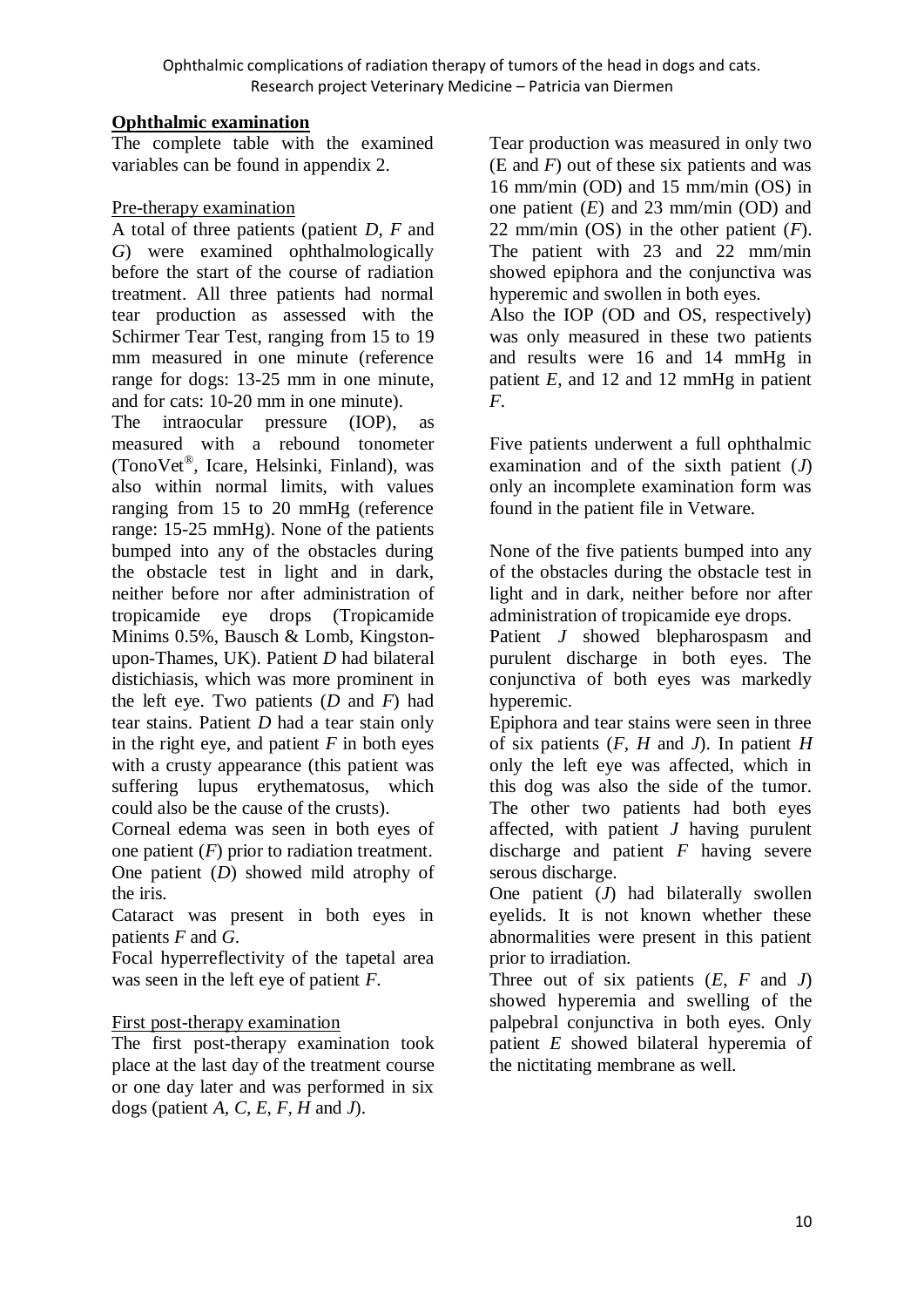**Ophthalmic examination**

The complete table with the examined variables can be found in appendix 2.

Pre-therapy examination

A total of three patients (patient *D*, *F* and *G*) were examined ophthalmologically before the start of the course of radiation treatment. All three patients had normal tear production as assessed with the Schirmer Tear Test, ranging from 15 to 19 mm measured in one minute (reference range for dogs: 13-25 mm in one minute, and for cats: 10-20 mm in one minute).

The intraocular pressure (IOP), as measured with a rebound tonometer (TonoVet®, Icare, Helsinki, Finland), was also within normal limits, with values ranging from 15 to 20 mmHg (reference range: 15-25 mmHg). None of the patients bumped into any of the obstacles during the obstacle test in light and in dark, neither before nor after administration of tropicamide eye drops (Tropicamide Minims 0.5%, Bausch & Lomb, Kingston-upon-Thames, UK). Patient *D* had bilateral distichiasis, which was more prominent in the left eye. Two patients (*D* and *F*) had tear stains. Patient *D* had a tear stain only in the right eye, and patient *F* in both eyes with a crusty appearance (this patient was suffering lupus erythematosus, which could also be the cause of the crusts).

Corneal edema was seen in both eyes of one patient (*F*) prior to radiation treatment. One patient (*D*) showed mild atrophy of the iris.

Cataract was present in both eyes in patients *F* and *G*.

Focal hyperreflectivity of the tapetal area was seen in the left eye of patient *F*.

First post-therapy examination

The first post-therapy examination took place at the last day of the treatment course or one day later and was performed in six dogs (patient *A*, *C*, *E*, *F*, *H* and *J*).

Tear production was measured in only two (E and *F*) out of these six patients and was 16 mm/min (OD) and 15 mm/min (OS) in one patient (*E*) and 23 mm/min (OD) and 22 mm/min (OS) in the other patient (*F*). The patient with 23 and 22 mm/min showed epiphora and the conjunctiva was hyperemic and swollen in both eyes.

Also the IOP (OD and OS, respectively) was only measured in these two patients and results were 16 and 14 mmHg in patient *E*, and 12 and 12 mmHg in patient *F*.

Five patients underwent a full ophthalmic examination and of the sixth patient (*J*) only an incomplete examination form was found in the patient file in Vetware.

None of the five patients bumped into any of the obstacles during the obstacle test in light and in dark, neither before nor after administration of tropicamide eye drops.

Patient *J* showed blepharospasm and purulent discharge in both eyes. The conjunctiva of both eyes was markedly hyperemic.

Epiphora and tear stains were seen in three of six patients (*F*, *H* and *J*). In patient *H* only the left eye was affected, which in this dog was also the side of the tumor. The other two patients had both eyes affected, with patient *J* having purulent discharge and patient *F* having severe serous discharge.

One patient (*J*) had bilaterally swollen eyelids. It is not known whether these abnormalities were present in this patient prior to irradiation.

Three out of six patients (*E*, *F* and *J*) showed hyperemia and swelling of the palpebral conjunctiva in both eyes. Only patient *E* showed bilateral hyperemia of the nictitating membrane as well.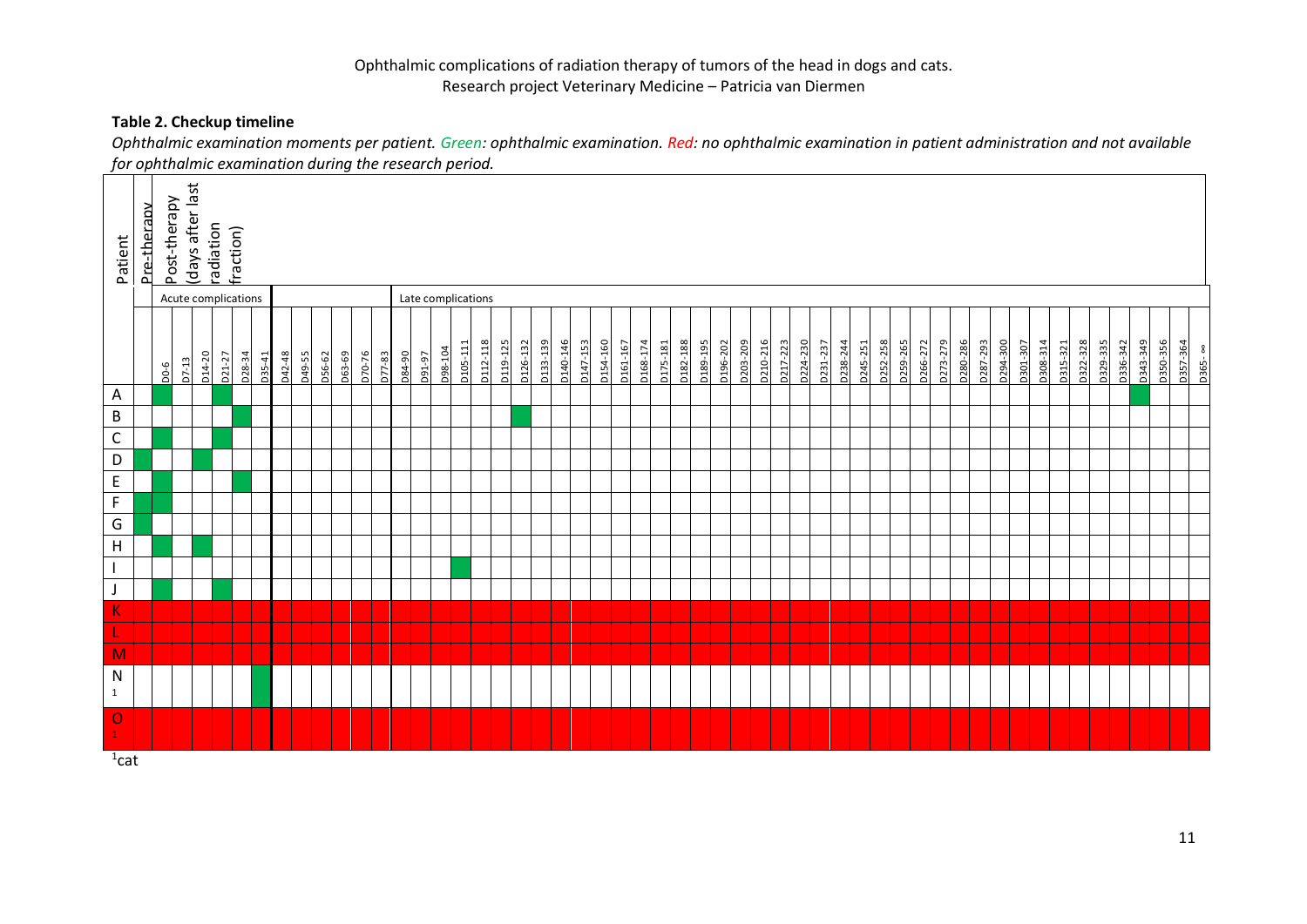**Table 2. Checkup timeline**

*Ophthalmic examination moments per patient. Green: ophthalmic examination. Red: no ophthalmic examination in patient administration and not available for ophthalmic examination during the research period.*

| Patient | Pre-therapy | Post-therapy (days after last radiation fraction) |  |  |  |  |  |  |  |  |  |  |  |  |  |  |  |  |  |  |  |  |  |  |  |  |  |  |  |  |  |  |  |  |  |  |  |  |  |  |  |  |  |  |  |  |  |  |  |  |  |  |  |  |
|---|---|---|---|---|---|---|---|---|---|---|---|---|---|---|---|---|---|---|---|---|---|---|---|---|---|---|---|---|---|---|---|---|---|---|---|---|---|---|---|---|---|---|---|---|---|---|---|---|---|---|---|---|---|---|
|  |  | Acute complications |  |  |  |  |  | Late complications |  |  |  |  |  |  |  |  |  |  |  |  |  |  |  |  |  |  |  |  |  |  |  |  |  |  |  |  |  |  |  |  |  |  |  |  |  |  |  |  |  |  |  |  |  |  |
|  |  | D0-6 | D7-13 | D14-20 | D21-27 | D28-34 | D35-41 | D42-48 | D49-55 | D56-62 | D63-69 | D70-76 | D77-83 | D84-90 | D91-97 | D98-104 | D105-111 | D112-118 | D119-125 | D126-132 | D133-139 | D140-146 | D147-153 | D154-160 | D161-167 | D168-174 | D175-181 | D182-188 | D189-195 | D196-202 | D203-209 | D210-216 | D217-223 | D224-230 | D231-237 | D238-244 | D245-251 | D252-258 | D259-265 | D266-272 | D273-279 | D280-286 | D287-293 | D294-300 | D301-307 | D308-314 | D315-321 | D322-328 | D329-335 | D336-342 | D343-349 | D350-356 | D357-364 | D365- ∞ |
| A |  | Green |  |  | Green |  |  |  |  |  |  |  |  |  |  |  |  |  |  |  |  |  |  |  |  |  |  |  |  |  |  |  |  |  |  |  |  |  |  |  |  |  |  |  |  |  |  |  |  |  | Green |  |  |  |
| B |  |  |  |  |  | Green |  |  |  |  |  |  |  |  |  |  |  |  |  | Green |  |  |  |  |  |  |  |  |  |  |  |  |  |  |  |  |  |  |  |  |  |  |  |  |  |  |  |  |  |  |  |  |  |  |
| C |  | Green |  |  | Green |  |  |  |  |  |  |  |  |  |  |  |  |  |  |  |  |  |  |  |  |  |  |  |  |  |  |  |  |  |  |  |  |  |  |  |  |  |  |  |  |  |  |  |  |  |  |  |  |  |
| D | Green |  |  | Green |  |  |  |  |  |  |  |  |  |  |  |  |  |  |  |  |  |  |  |  |  |  |  |  |  |  |  |  |  |  |  |  |  |  |  |  |  |  |  |  |  |  |  |  |  |  |  |  |  |  |
| E |  | Green |  |  |  | Green |  |  |  |  |  |  |  |  |  |  |  |  |  |  |  |  |  |  |  |  |  |  |  |  |  |  |  |  |  |  |  |  |  |  |  |  |  |  |  |  |  |  |  |  |  |  |  |  |
| F | Green | Green |  |  |  |  |  |  |  |  |  |  |  |  |  |  |  |  |  |  |  |  |  |  |  |  |  |  |  |  |  |  |  |  |  |  |  |  |  |  |  |  |  |  |  |  |  |  |  |  |  |  |  |  |
| G | Green |  |  |  |  |  |  |  |  |  |  |  |  |  |  |  |  |  |  |  |  |  |  |  |  |  |  |  |  |  |  |  |  |  |  |  |  |  |  |  |  |  |  |  |  |  |  |  |  |  |  |  |  |  |
| H |  | Green |  | Green |  |  |  |  |  |  |  |  |  |  |  |  |  |  |  |  |  |  |  |  |  |  |  |  |  |  |  |  |  |  |  |  |  |  |  |  |  |  |  |  |  |  |  |  |  |  |  |  |  |  |
| I |  |  |  |  |  |  |  |  |  |  |  |  |  |  |  |  | Green |  |  |  |  |  |  |  |  |  |  |  |  |  |  |  |  |  |  |  |  |  |  |  |  |  |  |  |  |  |  |  |  |  |  |  |  |  |
| J |  | Green |  |  | Green |  |  |  |  |  |  |  |  |  |  |  |  |  |  |  |  |  |  |  |  |  |  |  |  |  |  |  |  |  |  |  |  |  |  |  |  |  |  |  |  |  |  |  |  |  |  |  |  |  |
| K | Red | Red | Red | Red | Red | Red | Red | Red | Red | Red | Red | Red | Red | Red | Red | Red | Red | Red | Red | Red | Red | Red | Red | Red | Red | Red | Red | Red | Red | Red | Red | Red | Red | Red | Red | Red | Red | Red | Red | Red | Red | Red | Red | Red | Red | Red | Red | Red | Red | Red | Red | Red | Red | Red |
| L | Red | Red | Red | Red | Red | Red | Red | Red | Red | Red | Red | Red | Red | Red | Red | Red | Red | Red | Red | Red | Red | Red | Red | Red | Red | Red | Red | Red | Red | Red | Red | Red | Red | Red | Red | Red | Red | Red | Red | Red | Red | Red | Red | Red | Red | Red | Red | Red | Red | Red | Red | Red | Red | Red |
| M | Red | Red | Red | Red | Red | Red | Red | Red | Red | Red | Red | Red | Red | Red | Red | Red | Red | Red | Red | Red | Red | Red | Red | Red | Red | Red | Red | Red | Red | Red | Red | Red | Red | Red | Red | Red | Red | Red | Red | Red | Red | Red | Red | Red | Red | Red | Red | Red | Red | Red | Red | Red | Red | Red |
| N [1] |  |  |  |  |  |  | Green |  |  |  |  |  |  |  |  |  |  |  |  |  |  |  |  |  |  |  |  |  |  |  |  |  |  |  |  |  |  |  |  |  |  |  |  |  |  |  |  |  |  |  |  |  |  |  |
| O [1] | Red | Red | Red | Red | Red | Red | Red | Red | Red | Red | Red | Red | Red | Red | Red | Red | Red | Red | Red | Red | Red | Red | Red | Red | Red | Red | Red | Red | Red | Red | Red | Red | Red | Red | Red | Red | Red | Red | Red | Red | Red | Red | Red | Red | Red | Red | Red | Red | Red | Red | Red | Red | Red | Red |

[1]cat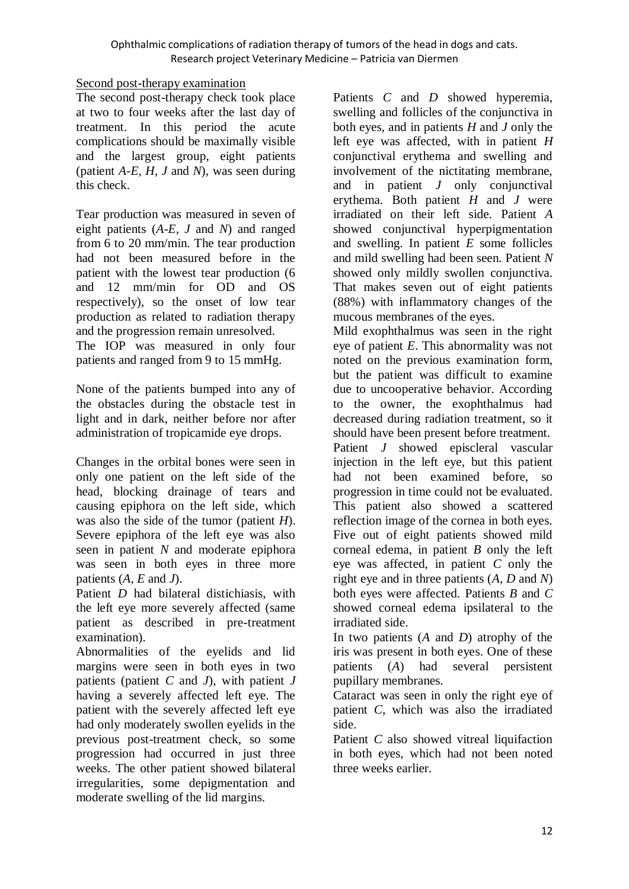Second post-therapy examination

The second post-therapy check took place at two to four weeks after the last day of treatment. In this period the acute complications should be maximally visible and the largest group, eight patients (patient *A-E*, *H*, *J* and *N*), was seen during this check.

Tear production was measured in seven of eight patients (*A-E*, *J* and *N*) and ranged from 6 to 20 mm/min. The tear production had not been measured before in the patient with the lowest tear production (6 and 12 mm/min for OD and OS respectively), so the onset of low tear production as related to radiation therapy and the progression remain unresolved.

The IOP was measured in only four patients and ranged from 9 to 15 mmHg.

None of the patients bumped into any of the obstacles during the obstacle test in light and in dark, neither before nor after administration of tropicamide eye drops.

Changes in the orbital bones were seen in only one patient on the left side of the head, blocking drainage of tears and causing epiphora on the left side, which was also the side of the tumor (patient *H*). Severe epiphora of the left eye was also seen in patient *N* and moderate epiphora was seen in both eyes in three more patients (*A*, *E* and *J*).

Patient *D* had bilateral distichiasis, with the left eye more severely affected (same patient as described in pre-treatment examination).

Abnormalities of the eyelids and lid margins were seen in both eyes in two patients (patient *C* and *J*), with patient *J* having a severely affected left eye. The patient with the severely affected left eye had only moderately swollen eyelids in the previous post-treatment check, so some progression had occurred in just three weeks. The other patient showed bilateral irregularities, some depigmentation and moderate swelling of the lid margins.

Patients *C* and *D* showed hyperemia, swelling and follicles of the conjunctiva in both eyes, and in patients *H* and *J* only the left eye was affected, with in patient *H* conjunctival erythema and swelling and involvement of the nictitating membrane, and in patient *J* only conjunctival erythema. Both patient *H* and *J* were irradiated on their left side. Patient *A* showed conjunctival hyperpigmentation and swelling. In patient *E* some follicles and mild swelling had been seen. Patient *N* showed only mildly swollen conjunctiva. That makes seven out of eight patients (88%) with inflammatory changes of the mucous membranes of the eyes.

Mild exophthalmus was seen in the right eye of patient *E*. This abnormality was not noted on the previous examination form, but the patient was difficult to examine due to uncooperative behavior. According to the owner, the exophthalmus had decreased during radiation treatment, so it should have been present before treatment.

Patient *J* showed episcleral vascular injection in the left eye, but this patient had not been examined before, so progression in time could not be evaluated. This patient also showed a scattered reflection image of the cornea in both eyes. Five out of eight patients showed mild corneal edema, in patient *B* only the left eye was affected, in patient *C* only the right eye and in three patients (*A*, *D* and *N*) both eyes were affected. Patients *B* and *C* showed corneal edema ipsilateral to the irradiated side.

In two patients (*A* and *D*) atrophy of the iris was present in both eyes. One of these patients (*A*) had several persistent pupillary membranes.

Cataract was seen in only the right eye of patient *C*, which was also the irradiated side.

Patient *C* also showed vitreal liquifaction in both eyes, which had not been noted three weeks earlier.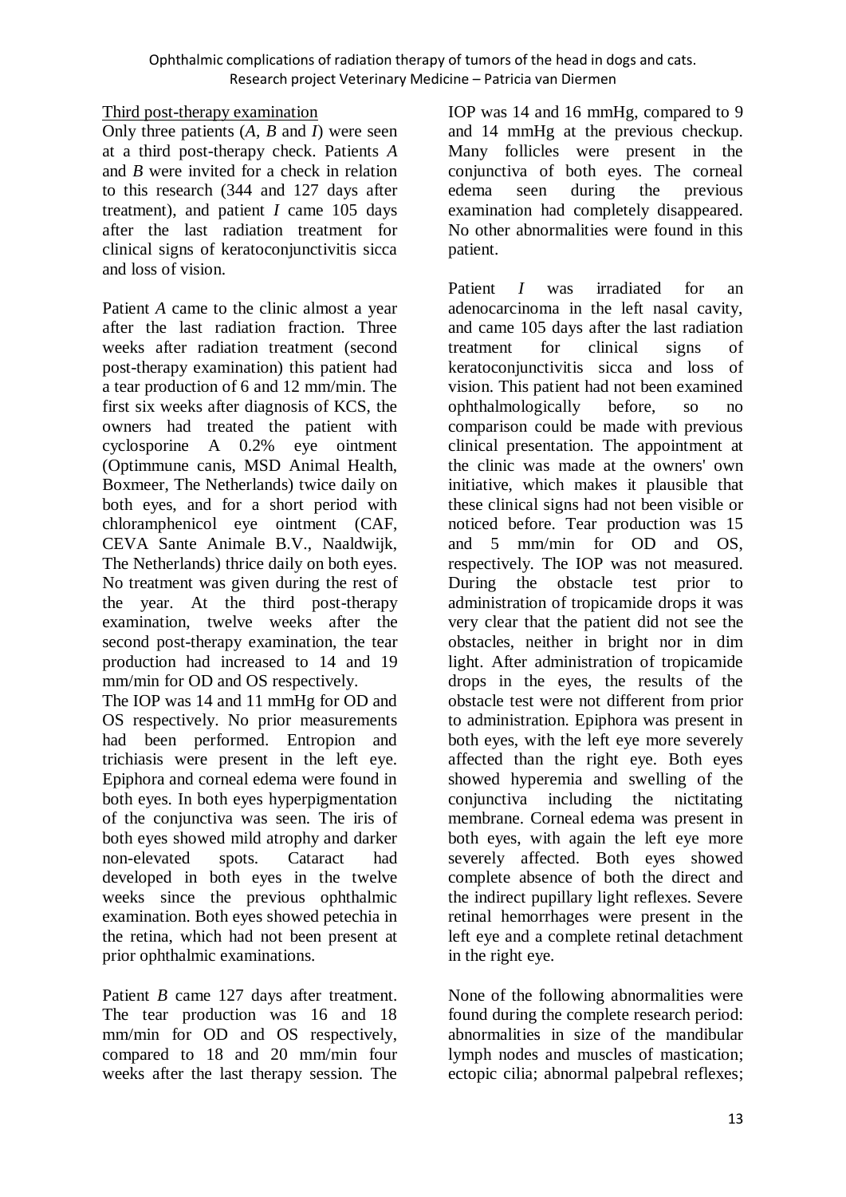Third post-therapy examination

Only three patients (*A*, *B* and *I*) were seen at a third post-therapy check. Patients *A* and *B* were invited for a check in relation to this research (344 and 127 days after treatment), and patient *I* came 105 days after the last radiation treatment for clinical signs of keratoconjunctivitis sicca and loss of vision.

Patient *A* came to the clinic almost a year after the last radiation fraction. Three weeks after radiation treatment (second post-therapy examination) this patient had a tear production of 6 and 12 mm/min. The first six weeks after diagnosis of KCS, the owners had treated the patient with cyclosporine A 0.2% eye ointment (Optimmune canis, MSD Animal Health, Boxmeer, The Netherlands) twice daily on both eyes, and for a short period with chloramphenicol eye ointment (CAF, CEVA Sante Animale B.V., Naaldwijk, The Netherlands) thrice daily on both eyes. No treatment was given during the rest of the year. At the third post-therapy examination, twelve weeks after the second post-therapy examination, the tear production had increased to 14 and 19 mm/min for OD and OS respectively.

The IOP was 14 and 11 mmHg for OD and OS respectively. No prior measurements had been performed. Entropion and trichiasis were present in the left eye. Epiphora and corneal edema were found in both eyes. In both eyes hyperpigmentation of the conjunctiva was seen. The iris of both eyes showed mild atrophy and darker non-elevated spots. Cataract had developed in both eyes in the twelve weeks since the previous ophthalmic examination. Both eyes showed petechia in the retina, which had not been present at prior ophthalmic examinations.

Patient *B* came 127 days after treatment. The tear production was 16 and 18 mm/min for OD and OS respectively, compared to 18 and 20 mm/min four weeks after the last therapy session. The IOP was 14 and 16 mmHg, compared to 9 and 14 mmHg at the previous checkup. Many follicles were present in the conjunctiva of both eyes. The corneal edema seen during the previous examination had completely disappeared. No other abnormalities were found in this patient.

Patient *I* was irradiated for an adenocarcinoma in the left nasal cavity, and came 105 days after the last radiation treatment for clinical signs of keratoconjunctivitis sicca and loss of vision. This patient had not been examined ophthalmologically before, so no comparison could be made with previous clinical presentation. The appointment at the clinic was made at the owners' own initiative, which makes it plausible that these clinical signs had not been visible or noticed before. Tear production was 15 and 5 mm/min for OD and OS, respectively. The IOP was not measured. During the obstacle test prior to administration of tropicamide drops it was very clear that the patient did not see the obstacles, neither in bright nor in dim light. After administration of tropicamide drops in the eyes, the results of the obstacle test were not different from prior to administration. Epiphora was present in both eyes, with the left eye more severely affected than the right eye. Both eyes showed hyperemia and swelling of the conjunctiva including the nictitating membrane. Corneal edema was present in both eyes, with again the left eye more severely affected. Both eyes showed complete absence of both the direct and the indirect pupillary light reflexes. Severe retinal hemorrhages were present in the left eye and a complete retinal detachment in the right eye.

None of the following abnormalities were found during the complete research period: abnormalities in size of the mandibular lymph nodes and muscles of mastication; ectopic cilia; abnormal palpebral reflexes;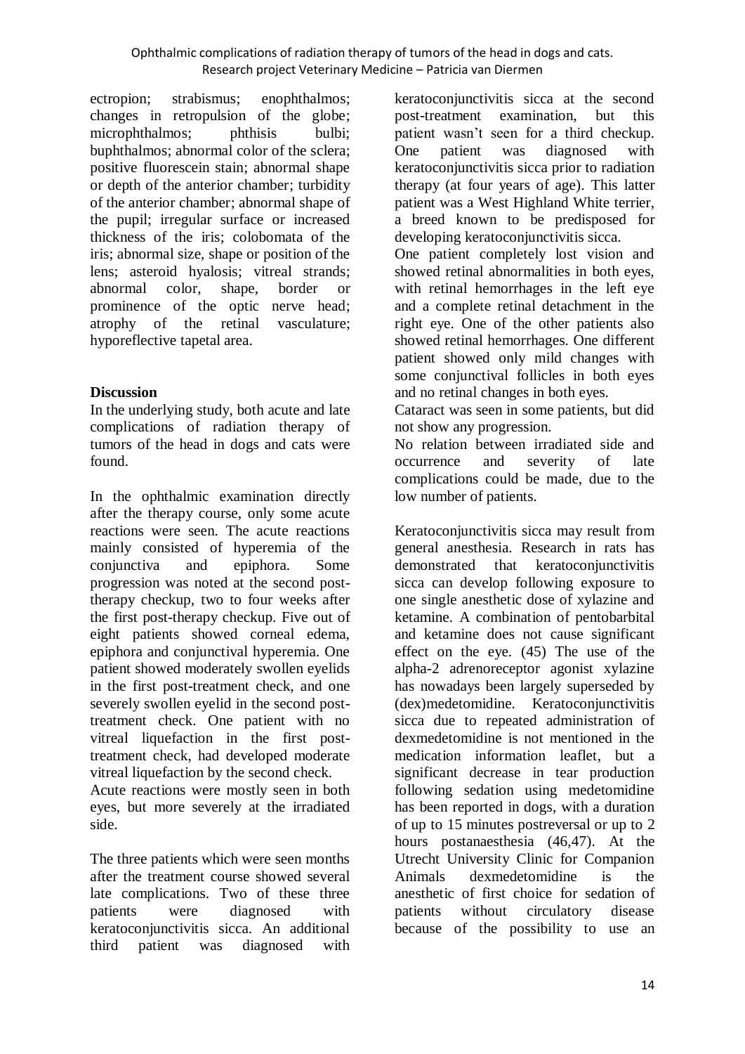ectropion; strabismus; enophthalmos; changes in retropulsion of the globe; microphthalmos; phthisis bulbi; buphthalmos; abnormal color of the sclera; positive fluorescein stain; abnormal shape or depth of the anterior chamber; turbidity of the anterior chamber; abnormal shape of the pupil; irregular surface or increased thickness of the iris; colobomata of the iris; abnormal size, shape or position of the lens; asteroid hyalosis; vitreal strands; abnormal color, shape, border or prominence of the optic nerve head; atrophy of the retinal vasculature; hyporeflective tapetal area.

**Discussion**

In the underlying study, both acute and late complications of radiation therapy of tumors of the head in dogs and cats were found.

In the ophthalmic examination directly after the therapy course, only some acute reactions were seen. The acute reactions mainly consisted of hyperemia of the conjunctiva and epiphora. Some progression was noted at the second post-therapy checkup, two to four weeks after the first post-therapy checkup. Five out of eight patients showed corneal edema, epiphora and conjunctival hyperemia. One patient showed moderately swollen eyelids in the first post-treatment check, and one severely swollen eyelid in the second post-treatment check. One patient with no vitreal liquefaction in the first post-treatment check, had developed moderate vitreal liquefaction by the second check.
Acute reactions were mostly seen in both eyes, but more severely at the irradiated side.

The three patients which were seen months after the treatment course showed several late complications. Two of these three patients were diagnosed with keratoconjunctivitis sicca. An additional third patient was diagnosed with keratoconjunctivitis sicca at the second post-treatment examination, but this patient wasn't seen for a third checkup. One patient was diagnosed with keratoconjunctivitis sicca prior to radiation therapy (at four years of age). This latter patient was a West Highland White terrier, a breed known to be predisposed for developing keratoconjunctivitis sicca.
One patient completely lost vision and showed retinal abnormalities in both eyes, with retinal hemorrhages in the left eye and a complete retinal detachment in the right eye. One of the other patients also showed retinal hemorrhages. One different patient showed only mild changes with some conjunctival follicles in both eyes and no retinal changes in both eyes.
Cataract was seen in some patients, but did not show any progression.
No relation between irradiated side and occurrence and severity of late complications could be made, due to the low number of patients.

Keratoconjunctivitis sicca may result from general anesthesia. Research in rats has demonstrated that keratoconjunctivitis sicca can develop following exposure to one single anesthetic dose of xylazine and ketamine. A combination of pentobarbital and ketamine does not cause significant effect on the eye. (45) The use of the alpha-2 adrenoreceptor agonist xylazine has nowadays been largely superseded by (dex)medetomidine. Keratoconjunctivitis sicca due to repeated administration of dexmedetomidine is not mentioned in the medication information leaflet, but a significant decrease in tear production following sedation using medetomidine has been reported in dogs, with a duration of up to 15 minutes postreversal or up to 2 hours postanaesthesia (46,47). At the Utrecht University Clinic for Companion Animals dexmedetomidine is the anesthetic of first choice for sedation of patients without circulatory disease because of the possibility to use an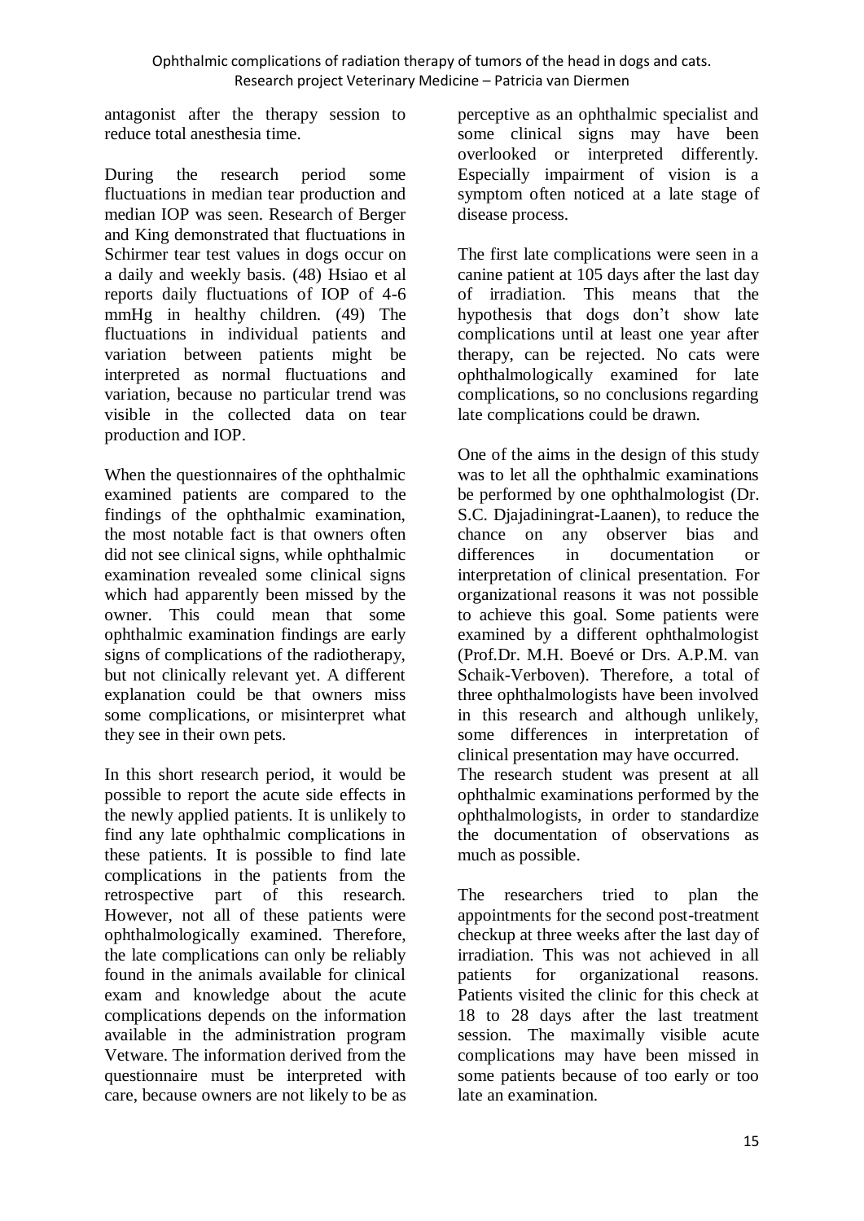antagonist after the therapy session to reduce total anesthesia time.

During the research period some fluctuations in median tear production and median IOP was seen. Research of Berger and King demonstrated that fluctuations in Schirmer tear test values in dogs occur on a daily and weekly basis. (48) Hsiao et al reports daily fluctuations of IOP of 4-6 mmHg in healthy children. (49) The fluctuations in individual patients and variation between patients might be interpreted as normal fluctuations and variation, because no particular trend was visible in the collected data on tear production and IOP.

When the questionnaires of the ophthalmic examined patients are compared to the findings of the ophthalmic examination, the most notable fact is that owners often did not see clinical signs, while ophthalmic examination revealed some clinical signs which had apparently been missed by the owner. This could mean that some ophthalmic examination findings are early signs of complications of the radiotherapy, but not clinically relevant yet. A different explanation could be that owners miss some complications, or misinterpret what they see in their own pets.

In this short research period, it would be possible to report the acute side effects in the newly applied patients. It is unlikely to find any late ophthalmic complications in these patients. It is possible to find late complications in the patients from the retrospective part of this research. However, not all of these patients were ophthalmologically examined. Therefore, the late complications can only be reliably found in the animals available for clinical exam and knowledge about the acute complications depends on the information available in the administration program Vetware. The information derived from the questionnaire must be interpreted with care, because owners are not likely to be as perceptive as an ophthalmic specialist and some clinical signs may have been overlooked or interpreted differently. Especially impairment of vision is a symptom often noticed at a late stage of disease process.

The first late complications were seen in a canine patient at 105 days after the last day of irradiation. This means that the hypothesis that dogs don't show late complications until at least one year after therapy, can be rejected. No cats were ophthalmologically examined for late complications, so no conclusions regarding late complications could be drawn.

One of the aims in the design of this study was to let all the ophthalmic examinations be performed by one ophthalmologist (Dr. S.C. Djajadiningrat-Laanen), to reduce the chance on any observer bias and differences in documentation or interpretation of clinical presentation. For organizational reasons it was not possible to achieve this goal. Some patients were examined by a different ophthalmologist (Prof.Dr. M.H. Boevé or Drs. A.P.M. van Schaik-Verboven). Therefore, a total of three ophthalmologists have been involved in this research and although unlikely, some differences in interpretation of clinical presentation may have occurred.
The research student was present at all ophthalmic examinations performed by the ophthalmologists, in order to standardize the documentation of observations as much as possible.

The researchers tried to plan the appointments for the second post-treatment checkup at three weeks after the last day of irradiation. This was not achieved in all patients for organizational reasons. Patients visited the clinic for this check at 18 to 28 days after the last treatment session. The maximally visible acute complications may have been missed in some patients because of too early or too late an examination.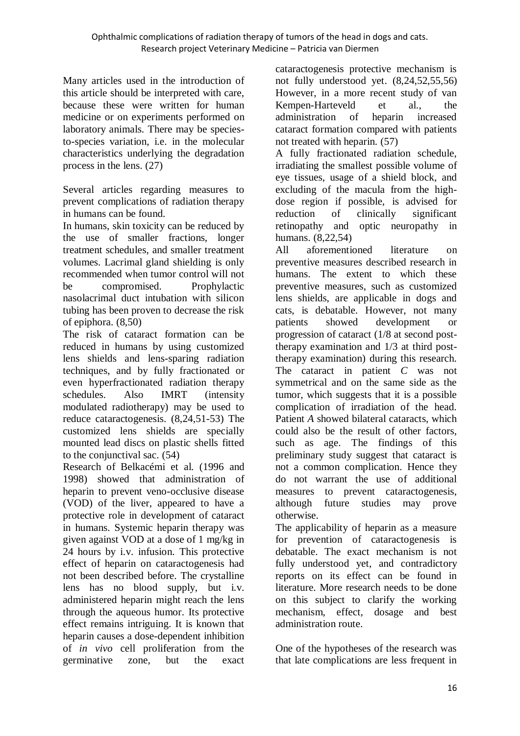Many articles used in the introduction of this article should be interpreted with care, because these were written for human medicine or on experiments performed on laboratory animals. There may be species-to-species variation, i.e. in the molecular characteristics underlying the degradation process in the lens. (27)

Several articles regarding measures to prevent complications of radiation therapy in humans can be found.

In humans, skin toxicity can be reduced by the use of smaller fractions, longer treatment schedules, and smaller treatment volumes. Lacrimal gland shielding is only recommended when tumor control will not be compromised. Prophylactic nasolacrimal duct intubation with silicon tubing has been proven to decrease the risk of epiphora. (8,50)

The risk of cataract formation can be reduced in humans by using customized lens shields and lens-sparing radiation techniques, and by fully fractionated or even hyperfractionated radiation therapy schedules. Also IMRT (intensity modulated radiotherapy) may be used to reduce cataractogenesis. (8,24,51-53) The customized lens shields are specially mounted lead discs on plastic shells fitted to the conjunctival sac. (54)

Research of Belkacémi et al. (1996 and 1998) showed that administration of heparin to prevent veno-occlusive disease (VOD) of the liver, appeared to have a protective role in development of cataract in humans. Systemic heparin therapy was given against VOD at a dose of 1 mg/kg in 24 hours by i.v. infusion. This protective effect of heparin on cataractogenesis had not been described before. The crystalline lens has no blood supply, but i.v. administered heparin might reach the lens through the aqueous humor. Its protective effect remains intriguing. It is known that heparin causes a dose-dependent inhibition of *in vivo* cell proliferation from the germinative zone, but the exact cataractogenesis protective mechanism is not fully understood yet. (8,24,52,55,56) However, in a more recent study of van Kempen-Harteveld et al., the administration of heparin increased cataract formation compared with patients not treated with heparin. (57)

A fully fractionated radiation schedule, irradiating the smallest possible volume of eye tissues, usage of a shield block, and excluding of the macula from the high-dose region if possible, is advised for reduction of clinically significant retinopathy and optic neuropathy in humans. (8,22,54)

All aforementioned literature on preventive measures described research in humans. The extent to which these preventive measures, such as customized lens shields, are applicable in dogs and cats, is debatable. However, not many patients showed development or progression of cataract (1/8 at second post-therapy examination and 1/3 at third post-therapy examination) during this research. The cataract in patient *C* was not symmetrical and on the same side as the tumor, which suggests that it is a possible complication of irradiation of the head. Patient *A* showed bilateral cataracts, which could also be the result of other factors, such as age. The findings of this preliminary study suggest that cataract is not a common complication. Hence they do not warrant the use of additional measures to prevent cataractogenesis, although future studies may prove otherwise.

The applicability of heparin as a measure for prevention of cataractogenesis is debatable. The exact mechanism is not fully understood yet, and contradictory reports on its effect can be found in literature. More research needs to be done on this subject to clarify the working mechanism, effect, dosage and best administration route.

One of the hypotheses of the research was that late complications are less frequent in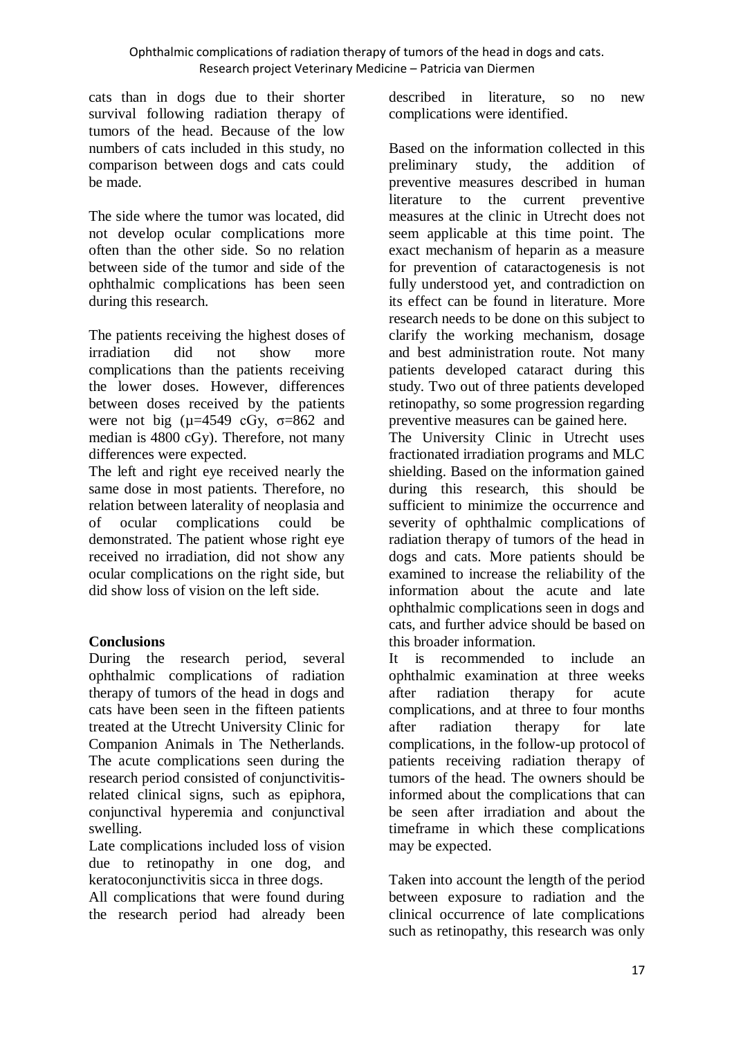cats than in dogs due to their shorter survival following radiation therapy of tumors of the head. Because of the low numbers of cats included in this study, no comparison between dogs and cats could be made.

The side where the tumor was located, did not develop ocular complications more often than the other side. So no relation between side of the tumor and side of the ophthalmic complications has been seen during this research.

The patients receiving the highest doses of irradiation did not show more complications than the patients receiving the lower doses. However, differences between doses received by the patients were not big ($\mu$=4549 cGy, $\sigma$=862 and median is 4800 cGy). Therefore, not many differences were expected.

The left and right eye received nearly the same dose in most patients. Therefore, no relation between laterality of neoplasia and of ocular complications could be demonstrated. The patient whose right eye received no irradiation, did not show any ocular complications on the right side, but did show loss of vision on the left side.

**Conclusions**

During the research period, several ophthalmic complications of radiation therapy of tumors of the head in dogs and cats have been seen in the fifteen patients treated at the Utrecht University Clinic for Companion Animals in The Netherlands. The acute complications seen during the research period consisted of conjunctivitis-related clinical signs, such as epiphora, conjunctival hyperemia and conjunctival swelling.

Late complications included loss of vision due to retinopathy in one dog, and keratoconjunctivitis sicca in three dogs.

All complications that were found during the research period had already been described in literature, so no new complications were identified.

Based on the information collected in this preliminary study, the addition of preventive measures described in human literature to the current preventive measures at the clinic in Utrecht does not seem applicable at this time point. The exact mechanism of heparin as a measure for prevention of cataractogenesis is not fully understood yet, and contradiction on its effect can be found in literature. More research needs to be done on this subject to clarify the working mechanism, dosage and best administration route. Not many patients developed cataract during this study. Two out of three patients developed retinopathy, so some progression regarding preventive measures can be gained here.

The University Clinic in Utrecht uses fractionated irradiation programs and MLC shielding. Based on the information gained during this research, this should be sufficient to minimize the occurrence and severity of ophthalmic complications of radiation therapy of tumors of the head in dogs and cats. More patients should be examined to increase the reliability of the information about the acute and late ophthalmic complications seen in dogs and cats, and further advice should be based on this broader information.

It is recommended to include an ophthalmic examination at three weeks after radiation therapy for acute complications, and at three to four months after radiation therapy for late complications, in the follow-up protocol of patients receiving radiation therapy of tumors of the head. The owners should be informed about the complications that can be seen after irradiation and about the timeframe in which these complications may be expected.

Taken into account the length of the period between exposure to radiation and the clinical occurrence of late complications such as retinopathy, this research was only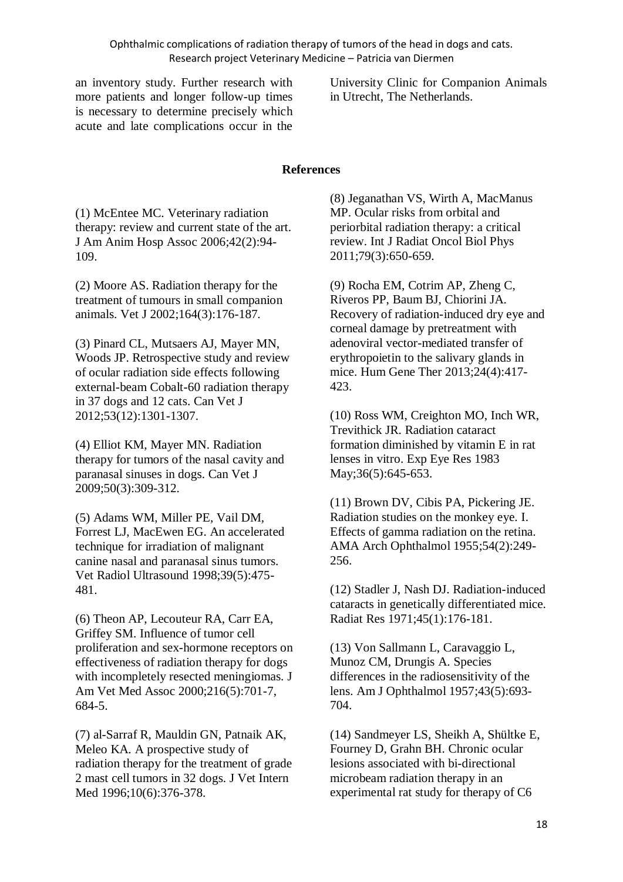an inventory study. Further research with more patients and longer follow-up times is necessary to determine precisely which acute and late complications occur in the University Clinic for Companion Animals in Utrecht, The Netherlands.

## References

(1) McEntee MC. Veterinary radiation therapy: review and current state of the art. J Am Anim Hosp Assoc 2006;42(2):94-109.

(2) Moore AS. Radiation therapy for the treatment of tumours in small companion animals. Vet J 2002;164(3):176-187.

(3) Pinard CL, Mutsaers AJ, Mayer MN, Woods JP. Retrospective study and review of ocular radiation side effects following external-beam Cobalt-60 radiation therapy in 37 dogs and 12 cats. Can Vet J 2012;53(12):1301-1307.

(4) Elliot KM, Mayer MN. Radiation therapy for tumors of the nasal cavity and paranasal sinuses in dogs. Can Vet J 2009;50(3):309-312.

(5) Adams WM, Miller PE, Vail DM, Forrest LJ, MacEwen EG. An accelerated technique for irradiation of malignant canine nasal and paranasal sinus tumors. Vet Radiol Ultrasound 1998;39(5):475-481.

(6) Theon AP, Lecouteur RA, Carr EA, Griffey SM. Influence of tumor cell proliferation and sex-hormone receptors on effectiveness of radiation therapy for dogs with incompletely resected meningiomas. J Am Vet Med Assoc 2000;216(5):701-7, 684-5.

(7) al-Sarraf R, Mauldin GN, Patnaik AK, Meleo KA. A prospective study of radiation therapy for the treatment of grade 2 mast cell tumors in 32 dogs. J Vet Intern Med 1996;10(6):376-378.

(8) Jeganathan VS, Wirth A, MacManus MP. Ocular risks from orbital and periorbital radiation therapy: a critical review. Int J Radiat Oncol Biol Phys 2011;79(3):650-659.

(9) Rocha EM, Cotrim AP, Zheng C, Riveros PP, Baum BJ, Chiorini JA. Recovery of radiation-induced dry eye and corneal damage by pretreatment with adenoviral vector-mediated transfer of erythropoietin to the salivary glands in mice. Hum Gene Ther 2013;24(4):417-423.

(10) Ross WM, Creighton MO, Inch WR, Trevithick JR. Radiation cataract formation diminished by vitamin E in rat lenses in vitro. Exp Eye Res 1983 May;36(5):645-653.

(11) Brown DV, Cibis PA, Pickering JE. Radiation studies on the monkey eye. I. Effects of gamma radiation on the retina. AMA Arch Ophthalmol 1955;54(2):249-256.

(12) Stadler J, Nash DJ. Radiation-induced cataracts in genetically differentiated mice. Radiat Res 1971;45(1):176-181.

(13) Von Sallmann L, Caravaggio L, Munoz CM, Drungis A. Species differences in the radiosensitivity of the lens. Am J Ophthalmol 1957;43(5):693-704.

(14) Sandmeyer LS, Sheikh A, Shültke E, Fourney D, Grahn BH. Chronic ocular lesions associated with bi-directional microbeam radiation therapy in an experimental rat study for therapy of C6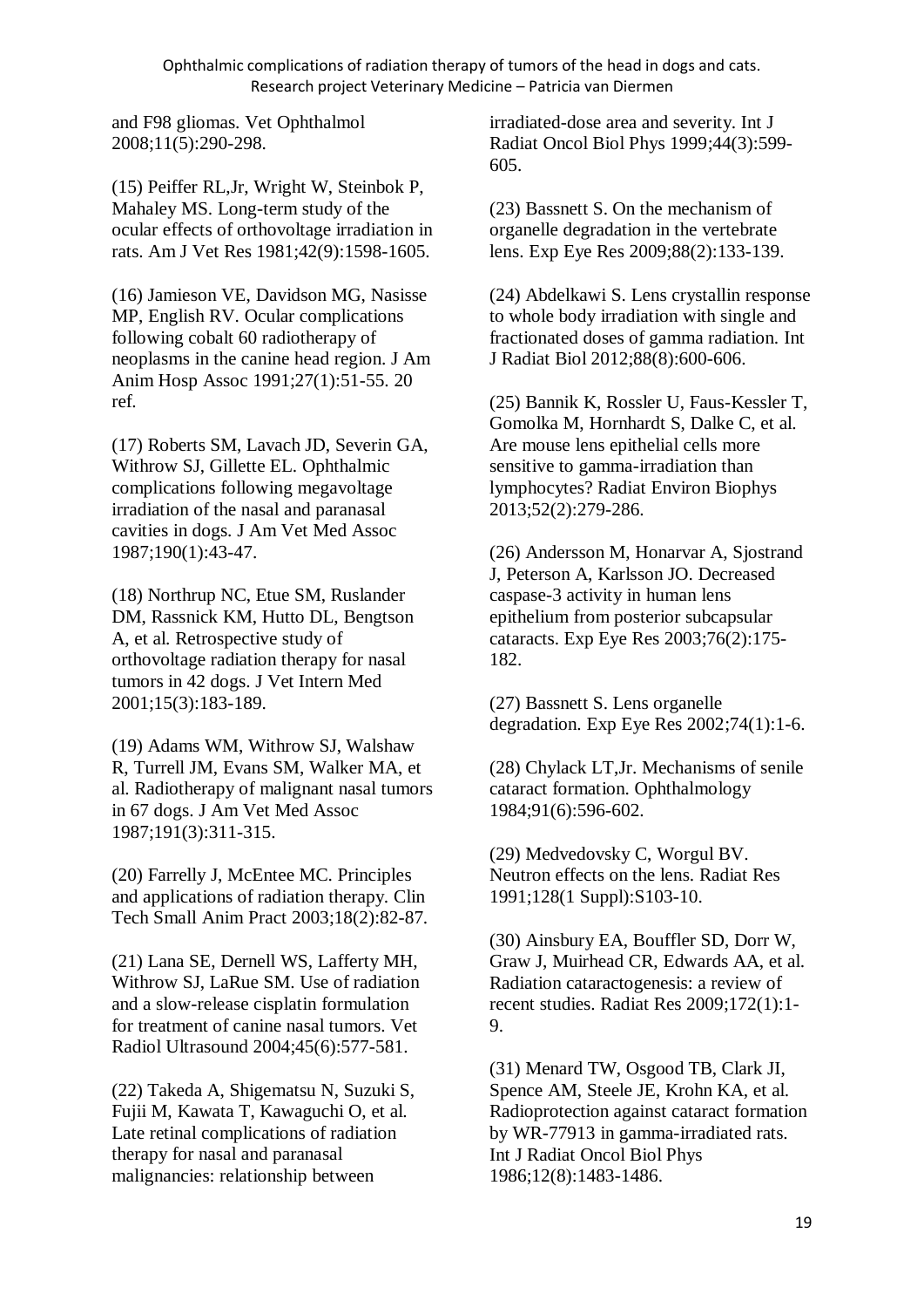and F98 gliomas. Vet Ophthalmol 2008;11(5):290-298.

(15) Peiffer RL,Jr, Wright W, Steinbok P, Mahaley MS. Long-term study of the ocular effects of orthovoltage irradiation in rats. Am J Vet Res 1981;42(9):1598-1605.

(16) Jamieson VE, Davidson MG, Nasisse MP, English RV. Ocular complications following cobalt 60 radiotherapy of neoplasms in the canine head region. J Am Anim Hosp Assoc 1991;27(1):51-55. 20 ref.

(17) Roberts SM, Lavach JD, Severin GA, Withrow SJ, Gillette EL. Ophthalmic complications following megavoltage irradiation of the nasal and paranasal cavities in dogs. J Am Vet Med Assoc 1987;190(1):43-47.

(18) Northrup NC, Etue SM, Ruslander DM, Rassnick KM, Hutto DL, Bengtson A, et al. Retrospective study of orthovoltage radiation therapy for nasal tumors in 42 dogs. J Vet Intern Med 2001;15(3):183-189.

(19) Adams WM, Withrow SJ, Walshaw R, Turrell JM, Evans SM, Walker MA, et al. Radiotherapy of malignant nasal tumors in 67 dogs. J Am Vet Med Assoc 1987;191(3):311-315.

(20) Farrelly J, McEntee MC. Principles and applications of radiation therapy. Clin Tech Small Anim Pract 2003;18(2):82-87.

(21) Lana SE, Dernell WS, Lafferty MH, Withrow SJ, LaRue SM. Use of radiation and a slow-release cisplatin formulation for treatment of canine nasal tumors. Vet Radiol Ultrasound 2004;45(6):577-581.

(22) Takeda A, Shigematsu N, Suzuki S, Fujii M, Kawata T, Kawaguchi O, et al. Late retinal complications of radiation therapy for nasal and paranasal malignancies: relationship between irradiated-dose area and severity. Int J Radiat Oncol Biol Phys 1999;44(3):599-605.

(23) Bassnett S. On the mechanism of organelle degradation in the vertebrate lens. Exp Eye Res 2009;88(2):133-139.

(24) Abdelkawi S. Lens crystallin response to whole body irradiation with single and fractionated doses of gamma radiation. Int J Radiat Biol 2012;88(8):600-606.

(25) Bannik K, Rossler U, Faus-Kessler T, Gomolka M, Hornhardt S, Dalke C, et al. Are mouse lens epithelial cells more sensitive to gamma-irradiation than lymphocytes? Radiat Environ Biophys 2013;52(2):279-286.

(26) Andersson M, Honarvar A, Sjostrand J, Peterson A, Karlsson JO. Decreased caspase-3 activity in human lens epithelium from posterior subcapsular cataracts. Exp Eye Res 2003;76(2):175-182.

(27) Bassnett S. Lens organelle degradation. Exp Eye Res 2002;74(1):1-6.

(28) Chylack LT,Jr. Mechanisms of senile cataract formation. Ophthalmology 1984;91(6):596-602.

(29) Medvedovsky C, Worgul BV. Neutron effects on the lens. Radiat Res 1991;128(1 Suppl):S103-10.

(30) Ainsbury EA, Bouffler SD, Dorr W, Graw J, Muirhead CR, Edwards AA, et al. Radiation cataractogenesis: a review of recent studies. Radiat Res 2009;172(1):1-9.

(31) Menard TW, Osgood TB, Clark JI, Spence AM, Steele JE, Krohn KA, et al. Radioprotection against cataract formation by WR-77913 in gamma-irradiated rats. Int J Radiat Oncol Biol Phys 1986;12(8):1483-1486.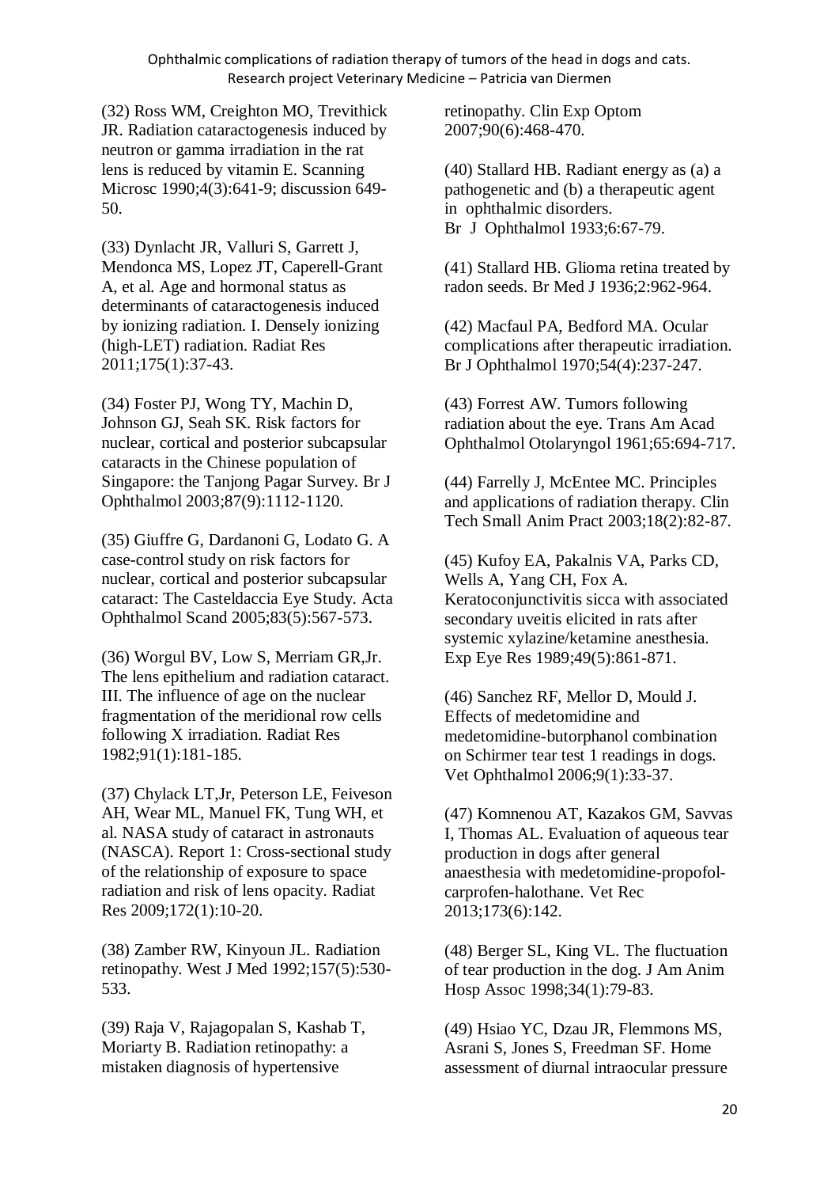(32) Ross WM, Creighton MO, Trevithick JR. Radiation cataractogenesis induced by neutron or gamma irradiation in the rat lens is reduced by vitamin E. Scanning Microsc 1990;4(3):641-9; discussion 649-50.

(33) Dynlacht JR, Valluri S, Garrett J, Mendonca MS, Lopez JT, Caperell-Grant A, et al. Age and hormonal status as determinants of cataractogenesis induced by ionizing radiation. I. Densely ionizing (high-LET) radiation. Radiat Res 2011;175(1):37-43.

(34) Foster PJ, Wong TY, Machin D, Johnson GJ, Seah SK. Risk factors for nuclear, cortical and posterior subcapsular cataracts in the Chinese population of Singapore: the Tanjong Pagar Survey. Br J Ophthalmol 2003;87(9):1112-1120.

(35) Giuffre G, Dardanoni G, Lodato G. A case-control study on risk factors for nuclear, cortical and posterior subcapsular cataract: The Casteldaccia Eye Study. Acta Ophthalmol Scand 2005;83(5):567-573.

(36) Worgul BV, Low S, Merriam GR,Jr. The lens epithelium and radiation cataract. III. The influence of age on the nuclear fragmentation of the meridional row cells following X irradiation. Radiat Res 1982;91(1):181-185.

(37) Chylack LT,Jr, Peterson LE, Feiveson AH, Wear ML, Manuel FK, Tung WH, et al. NASA study of cataract in astronauts (NASCA). Report 1: Cross-sectional study of the relationship of exposure to space radiation and risk of lens opacity. Radiat Res 2009;172(1):10-20.

(38) Zamber RW, Kinyoun JL. Radiation retinopathy. West J Med 1992;157(5):530-533.

(39) Raja V, Rajagopalan S, Kashab T, Moriarty B. Radiation retinopathy: a mistaken diagnosis of hypertensive retinopathy. Clin Exp Optom 2007;90(6):468-470.

(40) Stallard HB. Radiant energy as (a) a pathogenetic and (b) a therapeutic agent in ophthalmic disorders. Br J Ophthalmol 1933;6:67-79.

(41) Stallard HB. Glioma retina treated by radon seeds. Br Med J 1936;2:962-964.

(42) Macfaul PA, Bedford MA. Ocular complications after therapeutic irradiation. Br J Ophthalmol 1970;54(4):237-247.

(43) Forrest AW. Tumors following radiation about the eye. Trans Am Acad Ophthalmol Otolaryngol 1961;65:694-717.

(44) Farrelly J, McEntee MC. Principles and applications of radiation therapy. Clin Tech Small Anim Pract 2003;18(2):82-87.

(45) Kufoy EA, Pakalnis VA, Parks CD, Wells A, Yang CH, Fox A. Keratoconjunctivitis sicca with associated secondary uveitis elicited in rats after systemic xylazine/ketamine anesthesia. Exp Eye Res 1989;49(5):861-871.

(46) Sanchez RF, Mellor D, Mould J. Effects of medetomidine and medetomidine-butorphanol combination on Schirmer tear test 1 readings in dogs. Vet Ophthalmol 2006;9(1):33-37.

(47) Komnenou AT, Kazakos GM, Savvas I, Thomas AL. Evaluation of aqueous tear production in dogs after general anaesthesia with medetomidine-propofol-carprofen-halothane. Vet Rec 2013;173(6):142.

(48) Berger SL, King VL. The fluctuation of tear production in the dog. J Am Anim Hosp Assoc 1998;34(1):79-83.

(49) Hsiao YC, Dzau JR, Flemmons MS, Asrani S, Jones S, Freedman SF. Home assessment of diurnal intraocular pressure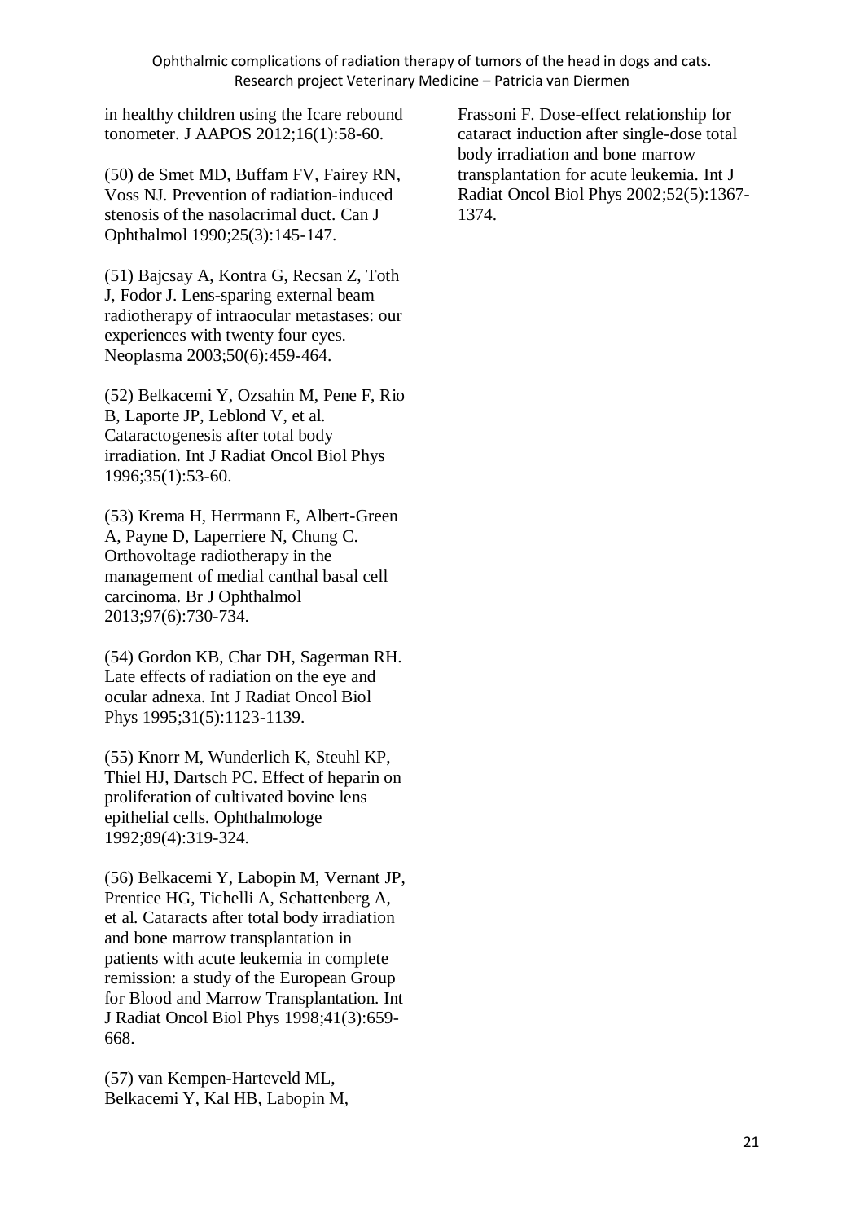in healthy children using the Icare rebound tonometer. J AAPOS 2012;16(1):58-60.

(50) de Smet MD, Buffam FV, Fairey RN, Voss NJ. Prevention of radiation-induced stenosis of the nasolacrimal duct. Can J Ophthalmol 1990;25(3):145-147.

(51) Bajcsay A, Kontra G, Recsan Z, Toth J, Fodor J. Lens-sparing external beam radiotherapy of intraocular metastases: our experiences with twenty four eyes. Neoplasma 2003;50(6):459-464.

(52) Belkacemi Y, Ozsahin M, Pene F, Rio B, Laporte JP, Leblond V, et al. Cataractogenesis after total body irradiation. Int J Radiat Oncol Biol Phys 1996;35(1):53-60.

(53) Krema H, Herrmann E, Albert-Green A, Payne D, Laperriere N, Chung C. Orthovoltage radiotherapy in the management of medial canthal basal cell carcinoma. Br J Ophthalmol 2013;97(6):730-734.

(54) Gordon KB, Char DH, Sagerman RH. Late effects of radiation on the eye and ocular adnexa. Int J Radiat Oncol Biol Phys 1995;31(5):1123-1139.

(55) Knorr M, Wunderlich K, Steuhl KP, Thiel HJ, Dartsch PC. Effect of heparin on proliferation of cultivated bovine lens epithelial cells. Ophthalmologe 1992;89(4):319-324.

(56) Belkacemi Y, Labopin M, Vernant JP, Prentice HG, Tichelli A, Schattenberg A, et al. Cataracts after total body irradiation and bone marrow transplantation in patients with acute leukemia in complete remission: a study of the European Group for Blood and Marrow Transplantation. Int J Radiat Oncol Biol Phys 1998;41(3):659-668.

(57) van Kempen-Harteveld ML, Belkacemi Y, Kal HB, Labopin M, Frassoni F. Dose-effect relationship for cataract induction after single-dose total body irradiation and bone marrow transplantation for acute leukemia. Int J Radiat Oncol Biol Phys 2002;52(5):1367-1374.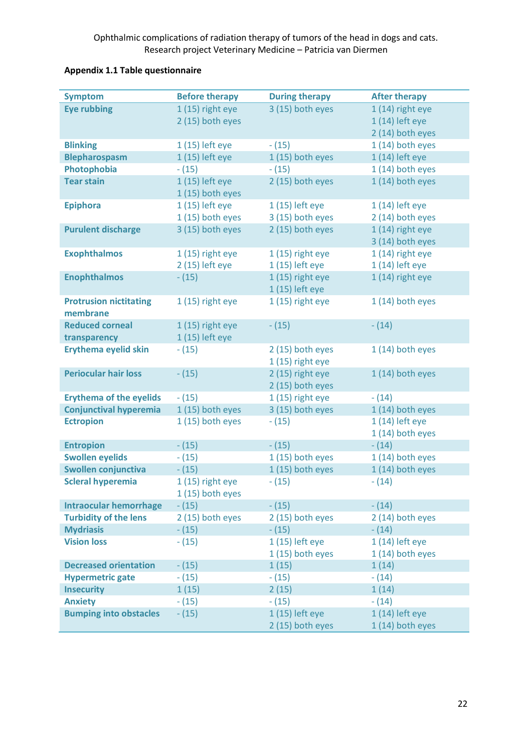**Appendix 1.1 Table questionnaire**

| Symptom | Before therapy | During therapy | After therapy |
|---|---|---|---|
| **Eye rubbing** | 1 (15) right eye<br>2 (15) both eyes | 3 (15) both eyes | 1 (14) right eye<br>1 (14) left eye<br>2 (14) both eyes |
| **Blinking** | 1 (15) left eye | - (15) | 1 (14) both eyes |
| **Blepharospasm** | 1 (15) left eye | 1 (15) both eyes | 1 (14) left eye |
| **Photophobia** | - (15) | - (15) | 1 (14) both eyes |
| **Tear stain** | 1 (15) left eye<br>1 (15) both eyes | 2 (15) both eyes | 1 (14) both eyes |
| **Epiphora** | 1 (15) left eye<br>1 (15) both eyes | 1 (15) left eye<br>3 (15) both eyes | 1 (14) left eye<br>2 (14) both eyes |
| **Purulent discharge** | 3 (15) both eyes | 2 (15) both eyes | 1 (14) right eye<br>3 (14) both eyes |
| **Exophthalmos** | 1 (15) right eye<br>2 (15) left eye | 1 (15) right eye<br>1 (15) left eye | 1 (14) right eye<br>1 (14) left eye |
| **Enophthalmos** | - (15) | 1 (15) right eye<br>1 (15) left eye | 1 (14) right eye |
| **Protrusion nictitating membrane** | 1 (15) right eye | 1 (15) right eye | 1 (14) both eyes |
| **Reduced corneal transparency** | 1 (15) right eye<br>1 (15) left eye | - (15) | - (14) |
| **Erythema eyelid skin** | - (15) | 2 (15) both eyes<br>1 (15) right eye | 1 (14) both eyes |
| **Periocular hair loss** | - (15) | 2 (15) right eye<br>2 (15) both eyes | 1 (14) both eyes |
| **Erythema of the eyelids** | - (15) | 1 (15) right eye | - (14) |
| **Conjunctival hyperemia** | 1 (15) both eyes | 3 (15) both eyes | 1 (14) both eyes |
| **Ectropion** | 1 (15) both eyes | - (15) | 1 (14) left eye<br>1 (14) both eyes |
| **Entropion** | - (15) | - (15) | - (14) |
| **Swollen eyelids** | - (15) | 1 (15) both eyes | 1 (14) both eyes |
| **Swollen conjunctiva** | - (15) | 1 (15) both eyes | 1 (14) both eyes |
| **Scleral hyperemia** | 1 (15) right eye<br>1 (15) both eyes | - (15) | - (14) |
| **Intraocular hemorrhage** | - (15) | - (15) | - (14) |
| **Turbidity of the lens** | 2 (15) both eyes | 2 (15) both eyes | 2 (14) both eyes |
| **Mydriasis** | - (15) | - (15) | - (14) |
| **Vision loss** | - (15) | 1 (15) left eye<br>1 (15) both eyes | 1 (14) left eye<br>1 (14) both eyes |
| **Decreased orientation** | - (15) | 1 (15) | 1 (14) |
| **Hypermetric gate** | - (15) | - (15) | - (14) |
| **Insecurity** | 1 (15) | 2 (15) | 1 (14) |
| **Anxiety** | - (15) | - (15) | - (14) |
| **Bumping into obstacles** | - (15) | 1 (15) left eye<br>2 (15) both eyes | 1 (14) left eye<br>1 (14) both eyes |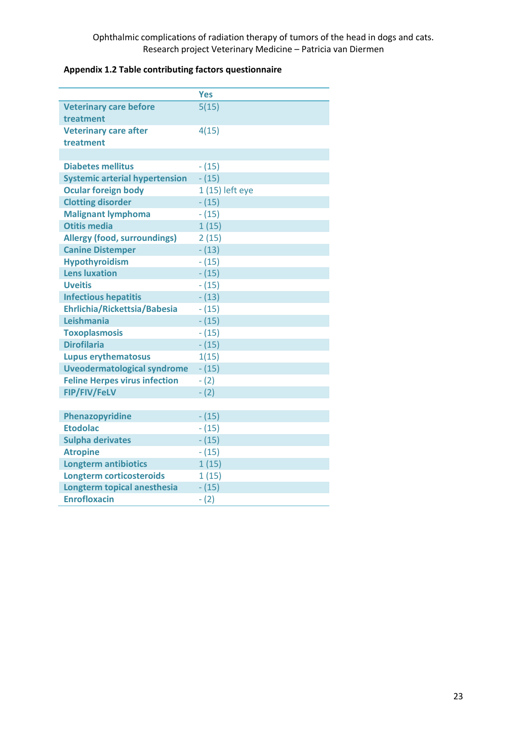**Appendix 1.2 Table contributing factors questionnaire**

| | Yes |
|---|---|
| Veterinary care before treatment | 5(15) |
| Veterinary care after treatment | 4(15) |
| | |
| Diabetes mellitus | - (15) |
| Systemic arterial hypertension | - (15) |
| Ocular foreign body | 1 (15) left eye |
| Clotting disorder | - (15) |
| Malignant lymphoma | - (15) |
| Otitis media | 1 (15) |
| Allergy (food, surroundings) | 2 (15) |
| Canine Distemper | - (13) |
| Hypothyroidism | - (15) |
| Lens luxation | - (15) |
| Uveitis | - (15) |
| Infectious hepatitis | - (13) |
| Ehrlichia/Rickettsia/Babesia | - (15) |
| Leishmania | - (15) |
| Toxoplasmosis | - (15) |
| Dirofilaria | - (15) |
| Lupus erythematosus | 1(15) |
| Uveodermatological syndrome | - (15) |
| Feline Herpes virus infection | - (2) |
| FIP/FIV/FeLV | - (2) |
| | |
| Phenazopyridine | - (15) |
| Etodolac | - (15) |
| Sulpha derivates | - (15) |
| Atropine | - (15) |
| Longterm antibiotics | 1 (15) |
| Longterm corticosteroids | 1 (15) |
| Longterm topical anesthesia | - (15) |
| Enrofloxacin | - (2) |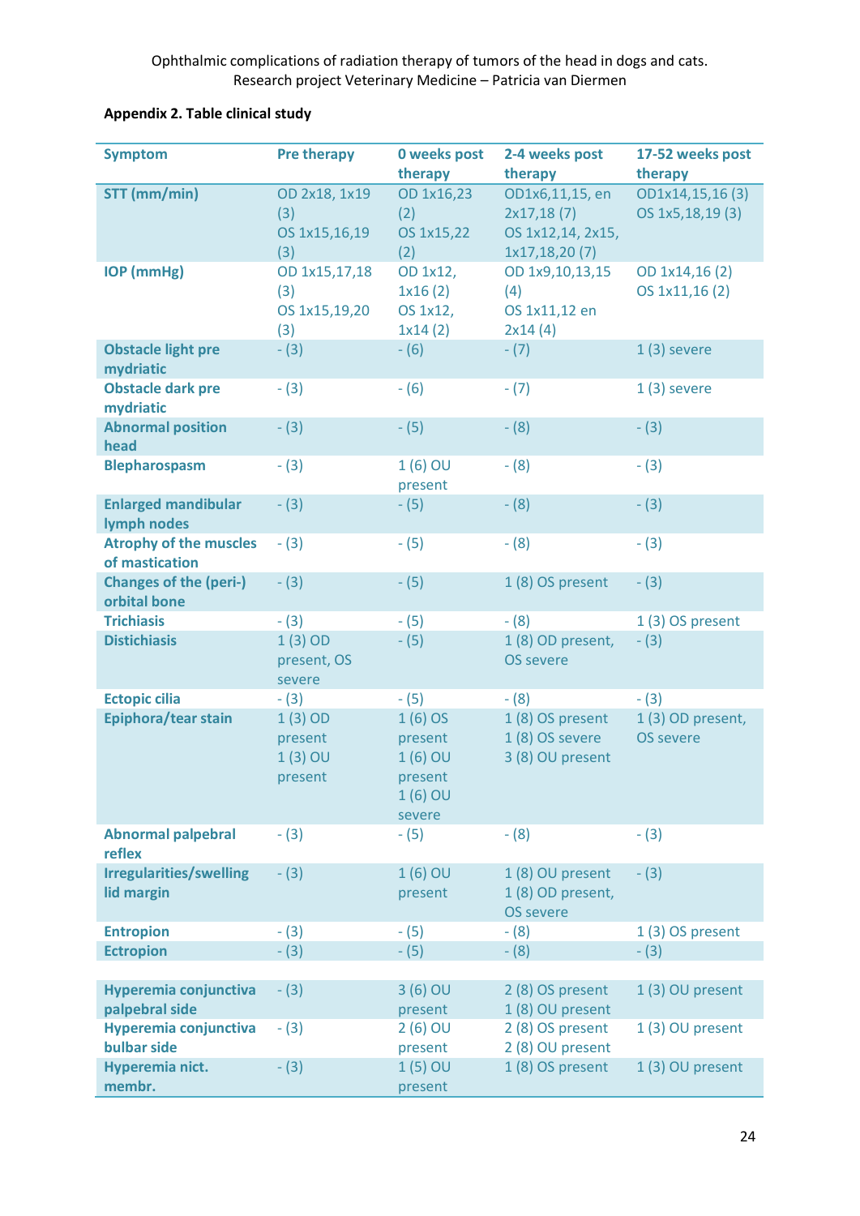**Appendix 2. Table clinical study**

| Symptom | Pre therapy | 0 weeks post therapy | 2-4 weeks post therapy | 17-52 weeks post therapy |
|---|---|---|---|---|
| **STT (mm/min)** | OD 2x18, 1x19 (3) OS 1x15,16,19 (3) | OD 1x16,23 (2) OS 1x15,22 (2) | OD1x6,11,15, en 2x17,18 (7) OS 1x12,14, 2x15, 1x17,18,20 (7) | OD1x14,15,16 (3) OS 1x5,18,19 (3) |
| **IOP (mmHg)** | OD 1x15,17,18 (3) OS 1x15,19,20 (3) | OD 1x12, 1x16 (2) OS 1x12, 1x14 (2) | OD 1x9,10,13,15 (4) OS 1x11,12 en 2x14 (4) | OD 1x14,16 (2) OS 1x11,16 (2) |
| **Obstacle light pre mydriatic** | - (3) | - (6) | - (7) | 1 (3) severe |
| **Obstacle dark pre mydriatic** | - (3) | - (6) | - (7) | 1 (3) severe |
| **Abnormal position head** | - (3) | - (5) | - (8) | - (3) |
| **Blepharospasm** | - (3) | 1 (6) OU present | - (8) | - (3) |
| **Enlarged mandibular lymph nodes** | - (3) | - (5) | - (8) | - (3) |
| **Atrophy of the muscles of mastication** | - (3) | - (5) | - (8) | - (3) |
| **Changes of the (peri-) orbital bone** | - (3) | - (5) | 1 (8) OS present | - (3) |
| **Trichiasis** | - (3) | - (5) | - (8) | 1 (3) OS present |
| **Distichiasis** | 1 (3) OD present, OS severe | - (5) | 1 (8) OD present, OS severe | - (3) |
| **Ectopic cilia** | - (3) | - (5) | - (8) | - (3) |
| **Epiphora/tear stain** | 1 (3) OD present 1 (3) OU present | 1 (6) OS present 1 (6) OU present 1 (6) OU severe | 1 (8) OS present 1 (8) OS severe 3 (8) OU present | 1 (3) OD present, OS severe |
| **Abnormal palpebral reflex** | - (3) | - (5) | - (8) | - (3) |
| **Irregularities/swelling lid margin** | - (3) | 1 (6) OU present | 1 (8) OU present 1 (8) OD present, OS severe | - (3) |
| **Entropion** | - (3) | - (5) | - (8) | 1 (3) OS present |
| **Ectropion** | - (3) | - (5) | - (8) | - (3) |
| | | | | |
| **Hyperemia conjunctiva palpebral side** | - (3) | 3 (6) OU present | 2 (8) OS present 1 (8) OU present | 1 (3) OU present |
| **Hyperemia conjunctiva bulbar side** | - (3) | 2 (6) OU present | 2 (8) OS present 2 (8) OU present | 1 (3) OU present |
| **Hyperemia nict. membr.** | - (3) | 1 (5) OU present | 1 (8) OS present | 1 (3) OU present |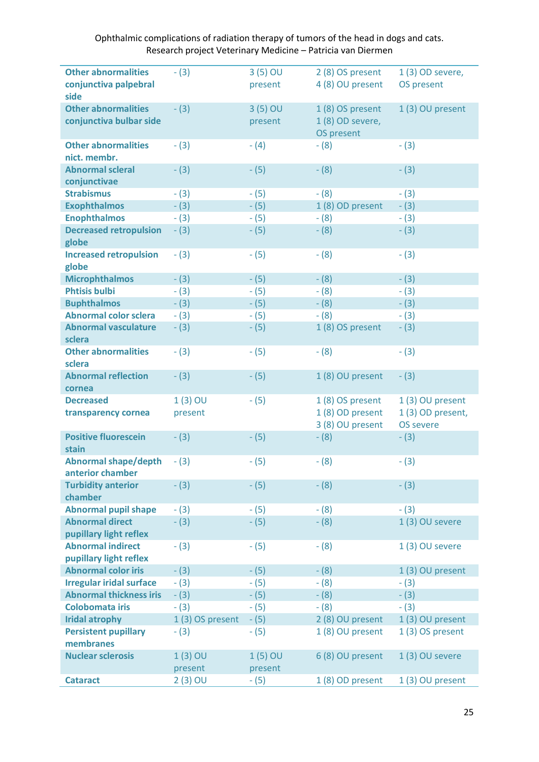| | | | | |
|---|---|---|---|---|
| **Other abnormalities conjunctiva palpebral side** | - (3) | 3 (5) OU present | 2 (8) OS present<br>4 (8) OU present | 1 (3) OD severe, OS present |
| **Other abnormalities conjunctiva bulbar side** | - (3) | 3 (5) OU present | 1 (8) OS present<br>1 (8) OD severe, OS present | 1 (3) OU present |
| **Other abnormalities nict. membr.** | - (3) | - (4) | - (8) | - (3) |
| **Abnormal scleral conjunctivae** | - (3) | - (5) | - (8) | - (3) |
| **Strabismus** | - (3) | - (5) | - (8) | - (3) |
| **Exophthalmos** | - (3) | - (5) | 1 (8) OD present | - (3) |
| **Enophthalmos** | - (3) | - (5) | - (8) | - (3) |
| **Decreased retropulsion globe** | - (3) | - (5) | - (8) | - (3) |
| **Increased retropulsion globe** | - (3) | - (5) | - (8) | - (3) |
| **Microphthalmos** | - (3) | - (5) | - (8) | - (3) |
| **Phtisis bulbi** | - (3) | - (5) | - (8) | - (3) |
| **Buphthalmos** | - (3) | - (5) | - (8) | - (3) |
| **Abnormal color sclera** | - (3) | - (5) | - (8) | - (3) |
| **Abnormal vasculature sclera** | - (3) | - (5) | 1 (8) OS present | - (3) |
| **Other abnormalities sclera** | - (3) | - (5) | - (8) | - (3) |
| **Abnormal reflection cornea** | - (3) | - (5) | 1 (8) OU present | - (3) |
| **Decreased transparency cornea** | 1 (3) OU present | - (5) | 1 (8) OS present<br>1 (8) OD present<br>3 (8) OU present | 1 (3) OU present<br>1 (3) OD present, OS severe |
| **Positive fluorescein stain** | - (3) | - (5) | - (8) | - (3) |
| **Abnormal shape/depth anterior chamber** | - (3) | - (5) | - (8) | - (3) |
| **Turbidity anterior chamber** | - (3) | - (5) | - (8) | - (3) |
| **Abnormal pupil shape** | - (3) | - (5) | - (8) | - (3) |
| **Abnormal direct pupillary light reflex** | - (3) | - (5) | - (8) | 1 (3) OU severe |
| **Abnormal indirect pupillary light reflex** | - (3) | - (5) | - (8) | 1 (3) OU severe |
| **Abnormal color iris** | - (3) | - (5) | - (8) | 1 (3) OU present |
| **Irregular iridal surface** | - (3) | - (5) | - (8) | - (3) |
| **Abnormal thickness iris** | - (3) | - (5) | - (8) | - (3) |
| **Colobomata iris** | - (3) | - (5) | - (8) | - (3) |
| **Iridal atrophy** | 1 (3) OS present | - (5) | 2 (8) OU present | 1 (3) OU present |
| **Persistent pupillary membranes** | - (3) | - (5) | 1 (8) OU present | 1 (3) OS present |
| **Nuclear sclerosis** | 1 (3) OU present | 1 (5) OU present | 6 (8) OU present | 1 (3) OU severe |
| **Cataract** | 2 (3) OU | - (5) | 1 (8) OD present | 1 (3) OU present |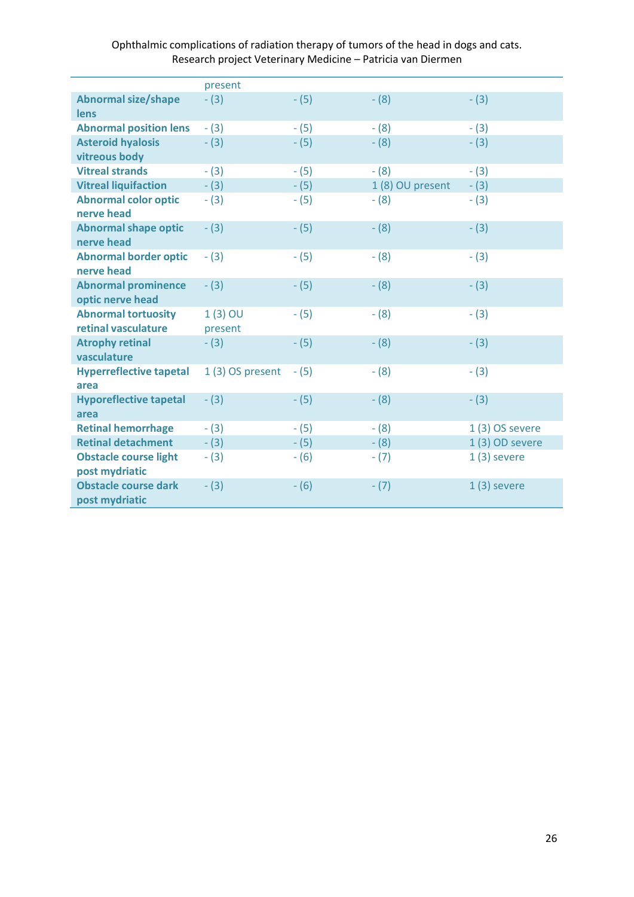| | | | | |
|---|---|---|---|---|
| | present | | | |
| **Abnormal size/shape lens** | - (3) | - (5) | - (8) | - (3) |
| **Abnormal position lens** | - (3) | - (5) | - (8) | - (3) |
| **Asteroid hyalosis vitreous body** | - (3) | - (5) | - (8) | - (3) |
| **Vitreal strands** | - (3) | - (5) | - (8) | - (3) |
| **Vitreal liquifaction** | - (3) | - (5) | 1 (8) OU present | - (3) |
| **Abnormal color optic nerve head** | - (3) | - (5) | - (8) | - (3) |
| **Abnormal shape optic nerve head** | - (3) | - (5) | - (8) | - (3) |
| **Abnormal border optic nerve head** | - (3) | - (5) | - (8) | - (3) |
| **Abnormal prominence optic nerve head** | - (3) | - (5) | - (8) | - (3) |
| **Abnormal tortuosity retinal vasculature** | 1 (3) OU present | - (5) | - (8) | - (3) |
| **Atrophy retinal vasculature** | - (3) | - (5) | - (8) | - (3) |
| **Hyperreflective tapetal area** | 1 (3) OS present | - (5) | - (8) | - (3) |
| **Hyporeflective tapetal area** | - (3) | - (5) | - (8) | - (3) |
| **Retinal hemorrhage** | - (3) | - (5) | - (8) | 1 (3) OS severe |
| **Retinal detachment** | - (3) | - (5) | - (8) | 1 (3) OD severe |
| **Obstacle course light post mydriatic** | - (3) | - (6) | - (7) | 1 (3) severe |
| **Obstacle course dark post mydriatic** | - (3) | - (6) | - (7) | 1 (3) severe |